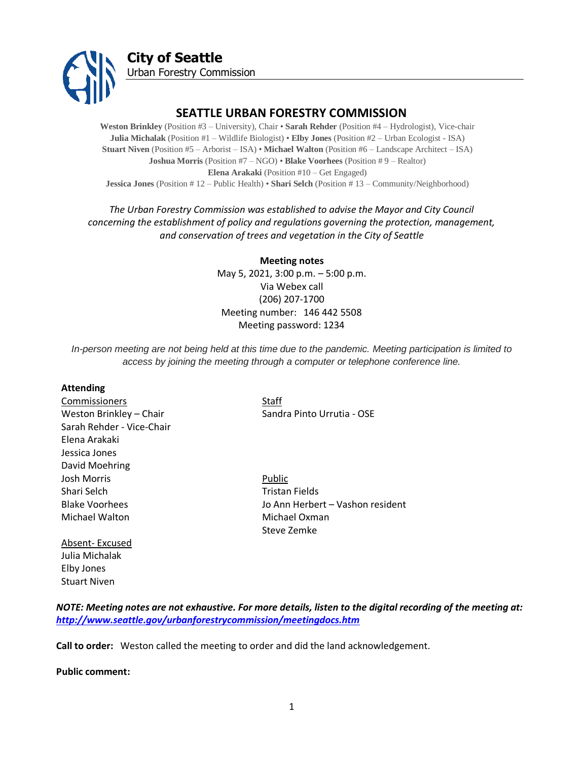**City of Seattle**
Urban Forestry Commission

# SEATTLE URBAN FORESTRY COMMISSION

**Weston Brinkley** (Position #3 – University), Chair • **Sarah Rehder** (Position #4 – Hydrologist), Vice-chair
**Julia Michalak** (Position #1 – Wildlife Biologist) • **Elby Jones** (Position #2 – Urban Ecologist - ISA)
**Stuart Niven** (Position #5 – Arborist – ISA) • **Michael Walton** (Position #6 – Landscape Architect – ISA)
**Joshua Morris** (Position #7 – NGO) • **Blake Voorhees** (Position # 9 – Realtor)
**Elena Arakaki** (Position #10 – Get Engaged)
**Jessica Jones** (Position # 12 – Public Health) • **Shari Selch** (Position # 13 – Community/Neighborhood)

*The Urban Forestry Commission was established to advise the Mayor and City Council concerning the establishment of policy and regulations governing the protection, management, and conservation of trees and vegetation in the City of Seattle*

**Meeting notes**
May 5, 2021, 3:00 p.m. – 5:00 p.m.
Via Webex call
(206) 207-1700
Meeting number: 146 442 5508
Meeting password: 1234

*In-person meeting are not being held at this time due to the pandemic. Meeting participation is limited to access by joining the meeting through a computer or telephone conference line.*

**Attending**

Commissioners
Weston Brinkley – Chair
Sarah Rehder - Vice-Chair
Elena Arakaki
Jessica Jones
David Moehring
Josh Morris
Shari Selch
Blake Voorhees
Michael Walton

Absent- Excused
Julia Michalak
Elby Jones
Stuart Niven

Staff
Sandra Pinto Urrutia - OSE

Public
Tristan Fields
Jo Ann Herbert – Vashon resident
Michael Oxman
Steve Zemke

***NOTE: Meeting notes are not exhaustive. For more details, listen to the digital recording of the meeting at: [http://www.seattle.gov/urbanforestrycommission/meetingdocs.htm](http://www.seattle.gov/urbanforestrycommission/meetingdocs.htm)***

**Call to order:** Weston called the meeting to order and did the land acknowledgement.

**Public comment:**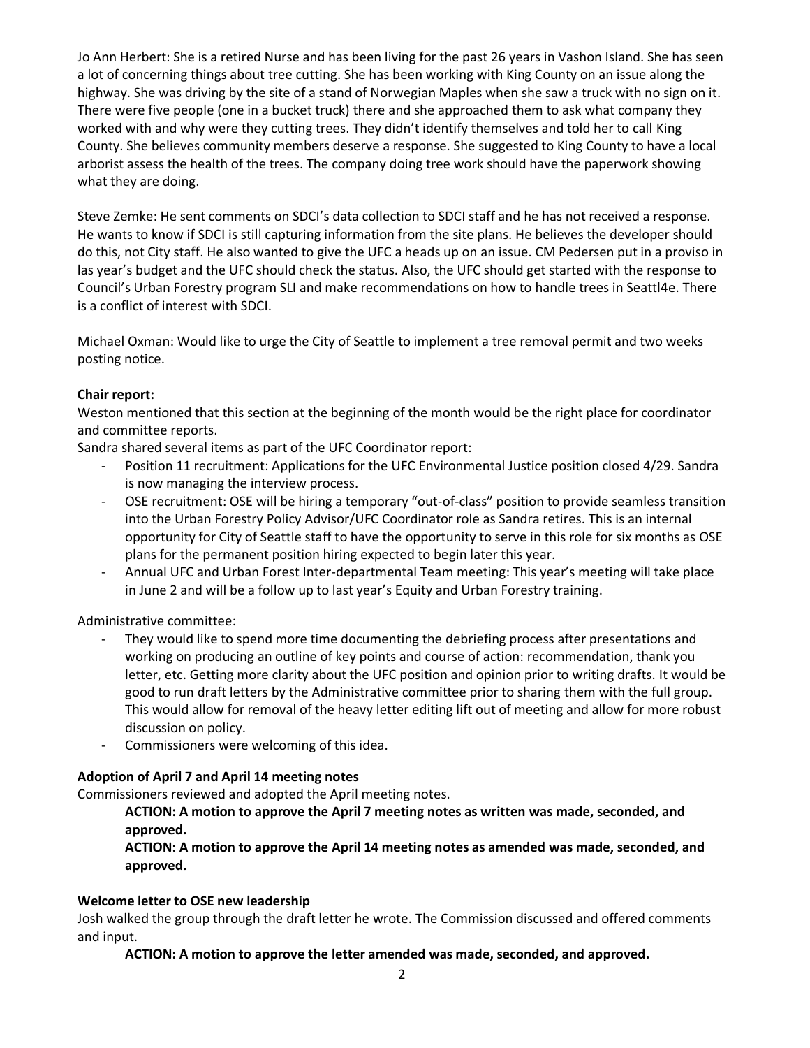Jo Ann Herbert: She is a retired Nurse and has been living for the past 26 years in Vashon Island. She has seen a lot of concerning things about tree cutting. She has been working with King County on an issue along the highway. She was driving by the site of a stand of Norwegian Maples when she saw a truck with no sign on it. There were five people (one in a bucket truck) there and she approached them to ask what company they worked with and why were they cutting trees. They didn't identify themselves and told her to call King County. She believes community members deserve a response. She suggested to King County to have a local arborist assess the health of the trees. The company doing tree work should have the paperwork showing what they are doing.

Steve Zemke: He sent comments on SDCI's data collection to SDCI staff and he has not received a response. He wants to know if SDCI is still capturing information from the site plans. He believes the developer should do this, not City staff. He also wanted to give the UFC a heads up on an issue. CM Pedersen put in a proviso in las year's budget and the UFC should check the status. Also, the UFC should get started with the response to Council's Urban Forestry program SLI and make recommendations on how to handle trees in Seattl4e. There is a conflict of interest with SDCI.

Michael Oxman: Would like to urge the City of Seattle to implement a tree removal permit and two weeks posting notice.

**Chair report:**

Weston mentioned that this section at the beginning of the month would be the right place for coordinator and committee reports.

Sandra shared several items as part of the UFC Coordinator report:

- Position 11 recruitment: Applications for the UFC Environmental Justice position closed 4/29. Sandra is now managing the interview process.
- OSE recruitment: OSE will be hiring a temporary "out-of-class" position to provide seamless transition into the Urban Forestry Policy Advisor/UFC Coordinator role as Sandra retires. This is an internal opportunity for City of Seattle staff to have the opportunity to serve in this role for six months as OSE plans for the permanent position hiring expected to begin later this year.
- Annual UFC and Urban Forest Inter-departmental Team meeting: This year's meeting will take place in June 2 and will be a follow up to last year's Equity and Urban Forestry training.

Administrative committee:

- They would like to spend more time documenting the debriefing process after presentations and working on producing an outline of key points and course of action: recommendation, thank you letter, etc. Getting more clarity about the UFC position and opinion prior to writing drafts. It would be good to run draft letters by the Administrative committee prior to sharing them with the full group. This would allow for removal of the heavy letter editing lift out of meeting and allow for more robust discussion on policy.
- Commissioners were welcoming of this idea.

**Adoption of April 7 and April 14 meeting notes**

Commissioners reviewed and adopted the April meeting notes.

> **ACTION: A motion to approve the April 7 meeting notes as written was made, seconded, and approved.**
>
> **ACTION: A motion to approve the April 14 meeting notes as amended was made, seconded, and approved.**

**Welcome letter to OSE new leadership**

Josh walked the group through the draft letter he wrote. The Commission discussed and offered comments and input.

> **ACTION: A motion to approve the letter amended was made, seconded, and approved.**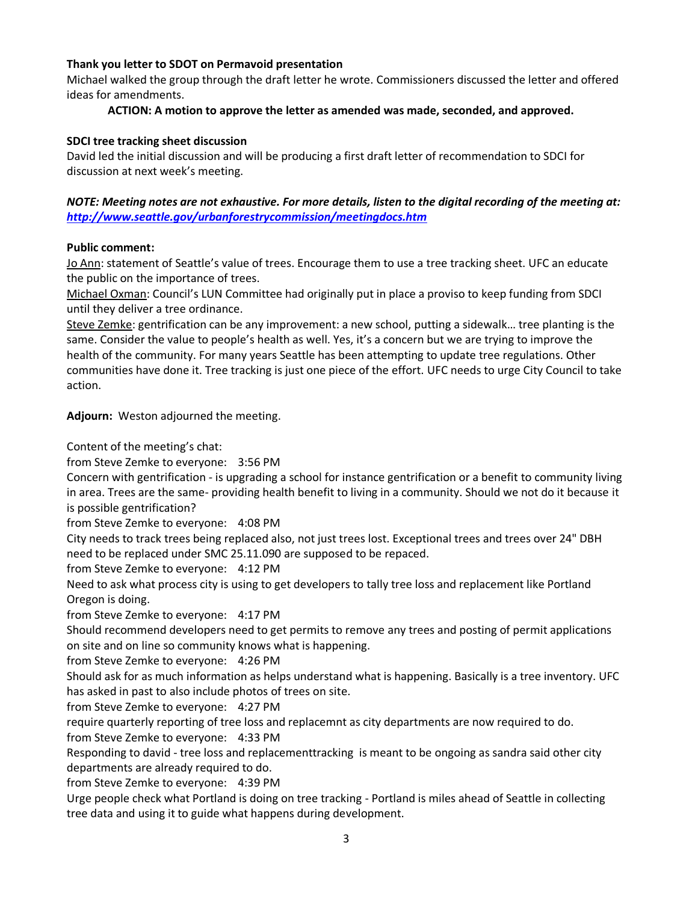**Thank you letter to SDOT on Permavoid presentation**

Michael walked the group through the draft letter he wrote. Commissioners discussed the letter and offered ideas for amendments.

**ACTION: A motion to approve the letter as amended was made, seconded, and approved.**

**SDCI tree tracking sheet discussion**

David led the initial discussion and will be producing a first draft letter of recommendation to SDCI for discussion at next week's meeting.

***NOTE: Meeting notes are not exhaustive. For more details, listen to the digital recording of the meeting at: [http://www.seattle.gov/urbanforestrycommission/meetingdocs.htm](http://www.seattle.gov/urbanforestrycommission/meetingdocs.htm)***

**Public comment:**

Jo Ann: statement of Seattle's value of trees. Encourage them to use a tree tracking sheet. UFC an educate the public on the importance of trees.

Michael Oxman: Council's LUN Committee had originally put in place a proviso to keep funding from SDCI until they deliver a tree ordinance.

Steve Zemke: gentrification can be any improvement: a new school, putting a sidewalk… tree planting is the same. Consider the value to people's health as well. Yes, it's a concern but we are trying to improve the health of the community. For many years Seattle has been attempting to update tree regulations. Other communities have done it. Tree tracking is just one piece of the effort. UFC needs to urge City Council to take action.

**Adjourn:** Weston adjourned the meeting.

Content of the meeting's chat:

from Steve Zemke to everyone: 3:56 PM

Concern with gentrification - is upgrading a school for instance gentrification or a benefit to community living in area. Trees are the same- providing health benefit to living in a community. Should we not do it because it is possible gentrification?

from Steve Zemke to everyone: 4:08 PM

City needs to track trees being replaced also, not just trees lost. Exceptional trees and trees over 24" DBH need to be replaced under SMC 25.11.090 are supposed to be repaced.

from Steve Zemke to everyone: 4:12 PM

Need to ask what process city is using to get developers to tally tree loss and replacement like Portland Oregon is doing.

from Steve Zemke to everyone: 4:17 PM

Should recommend developers need to get permits to remove any trees and posting of permit applications on site and on line so community knows what is happening.

from Steve Zemke to everyone: 4:26 PM

Should ask for as much information as helps understand what is happening. Basically is a tree inventory. UFC has asked in past to also include photos of trees on site.

from Steve Zemke to everyone: 4:27 PM

require quarterly reporting of tree loss and replacemnt as city departments are now required to do.

from Steve Zemke to everyone: 4:33 PM

Responding to david - tree loss and replacementtracking is meant to be ongoing as sandra said other city departments are already required to do.

from Steve Zemke to everyone: 4:39 PM

Urge people check what Portland is doing on tree tracking - Portland is miles ahead of Seattle in collecting tree data and using it to guide what happens during development.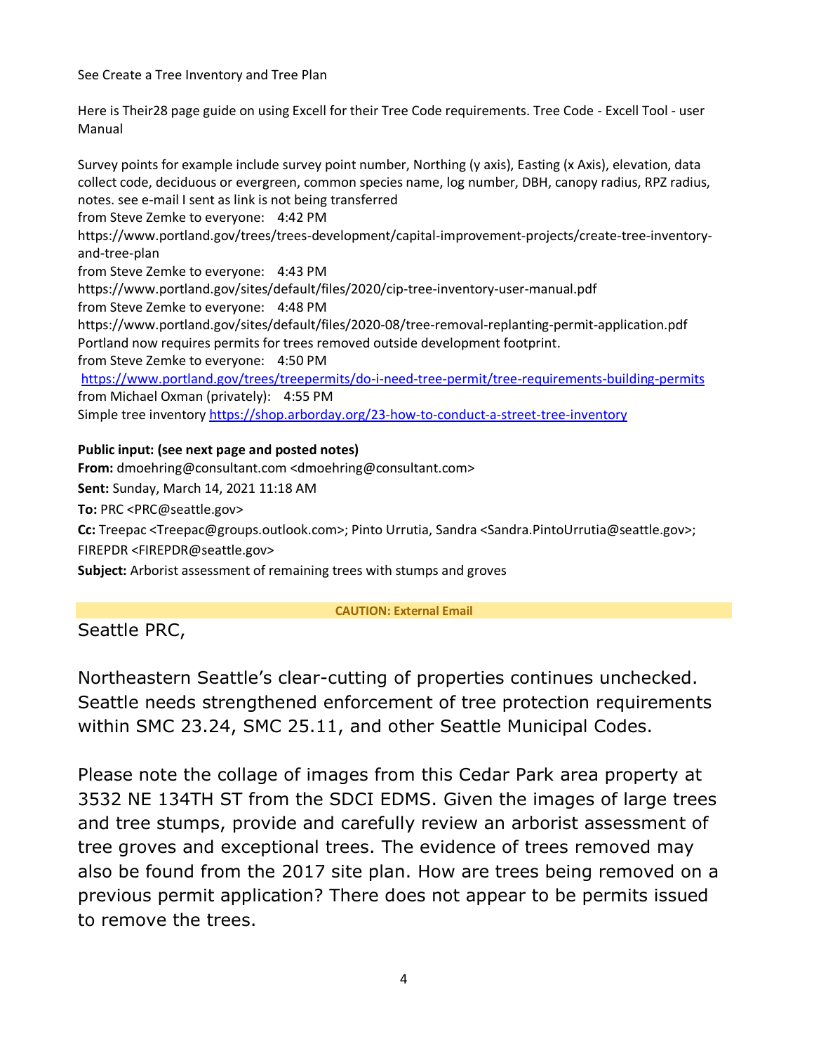See Create a Tree Inventory and Tree Plan

Here is Their28 page guide on using Excell for their Tree Code requirements. Tree Code - Excell Tool - user Manual

Survey points for example include survey point number, Northing (y axis), Easting (x Axis), elevation, data collect code, deciduous or evergreen, common species name, log number, DBH, canopy radius, RPZ radius, notes. see e-mail I sent as link is not being transferred

from Steve Zemke to everyone: 4:42 PM

https://www.portland.gov/trees/trees-development/capital-improvement-projects/create-tree-inventory-and-tree-plan

from Steve Zemke to everyone: 4:43 PM

https://www.portland.gov/sites/default/files/2020/cip-tree-inventory-user-manual.pdf

from Steve Zemke to everyone: 4:48 PM

https://www.portland.gov/sites/default/files/2020-08/tree-removal-replanting-permit-application.pdf

Portland now requires permits for trees removed outside development footprint.

from Steve Zemke to everyone: 4:50 PM

https://www.portland.gov/trees/treepermits/do-i-need-tree-permit/tree-requirements-building-permits

from Michael Oxman (privately): 4:55 PM

Simple tree inventory https://shop.arborday.org/23-how-to-conduct-a-street-tree-inventory

**Public input: (see next page and posted notes)**

**From:** dmoehring@consultant.com <dmoehring@consultant.com>

**Sent:** Sunday, March 14, 2021 11:18 AM

**To:** PRC <PRC@seattle.gov>

**Cc:** Treepac <Treepac@groups.outlook.com>; Pinto Urrutia, Sandra <Sandra.PintoUrrutia@seattle.gov>; FIREPDR <FIREPDR@seattle.gov>

**Subject:** Arborist assessment of remaining trees with stumps and groves

**CAUTION: External Email**

Seattle PRC,

Northeastern Seattle's clear-cutting of properties continues unchecked. Seattle needs strengthened enforcement of tree protection requirements within SMC 23.24, SMC 25.11, and other Seattle Municipal Codes.

Please note the collage of images from this Cedar Park area property at 3532 NE 134TH ST from the SDCI EDMS. Given the images of large trees and tree stumps, provide and carefully review an arborist assessment of tree groves and exceptional trees. The evidence of trees removed may also be found from the 2017 site plan. How are trees being removed on a previous permit application? There does not appear to be permits issued to remove the trees.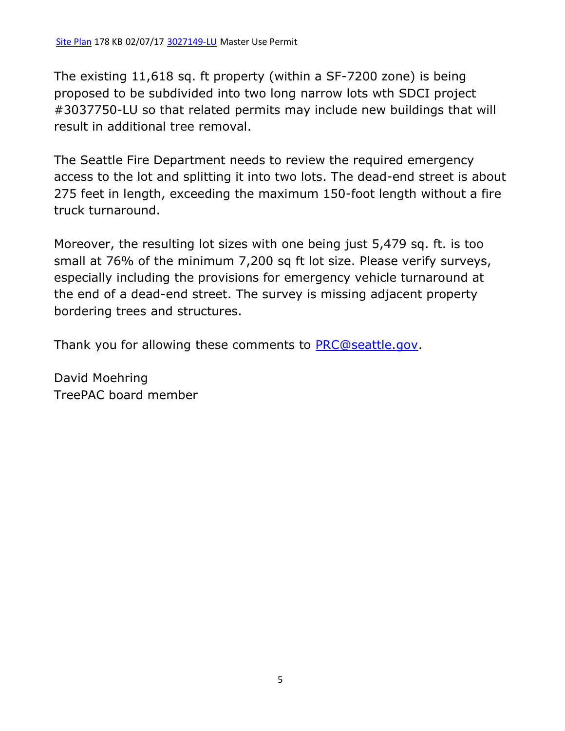[Site Plan](#) 178 KB 02/07/17 [3027149-LU](#) Master Use Permit

The existing 11,618 sq. ft property (within a SF-7200 zone) is being proposed to be subdivided into two long narrow lots wth SDCI project #3037750-LU so that related permits may include new buildings that will result in additional tree removal.

The Seattle Fire Department needs to review the required emergency access to the lot and splitting it into two lots. The dead-end street is about 275 feet in length, exceeding the maximum 150-foot length without a fire truck turnaround.

Moreover, the resulting lot sizes with one being just 5,479 sq. ft. is too small at 76% of the minimum 7,200 sq ft lot size. Please verify surveys, especially including the provisions for emergency vehicle turnaround at the end of a dead-end street. The survey is missing adjacent property bordering trees and structures.

Thank you for allowing these comments to [PRC@seattle.gov](mailto:PRC@seattle.gov).

David Moehring
TreePAC board member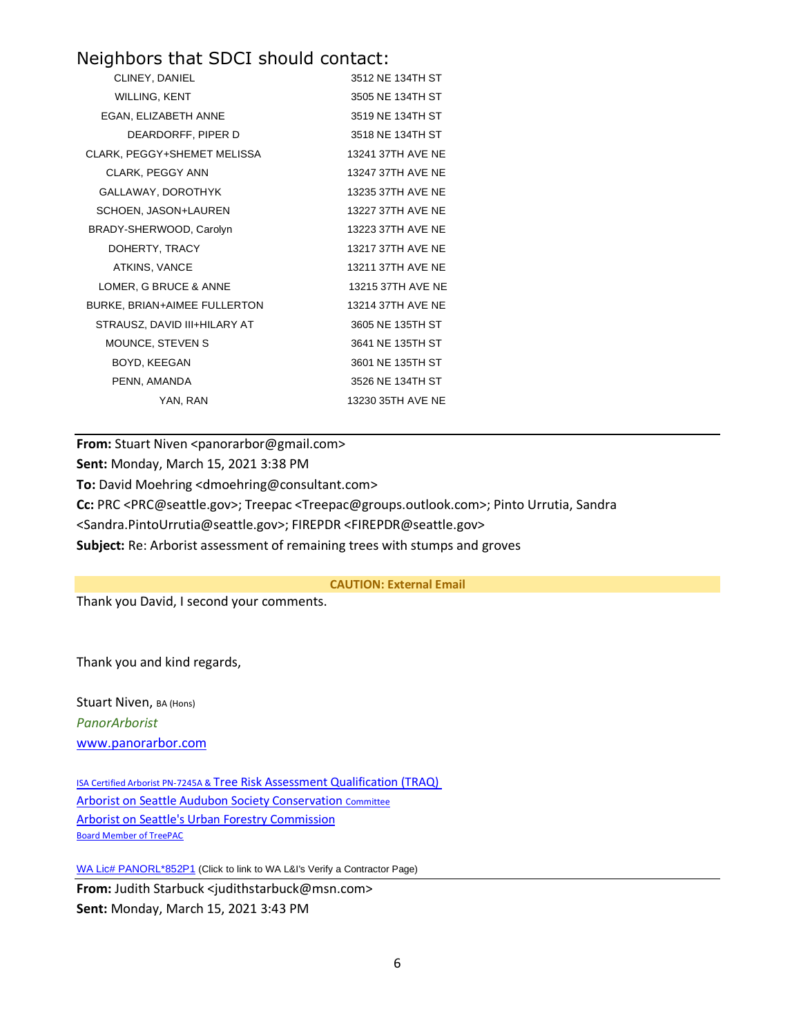## Neighbors that SDCI should contact:

| | |
|---|---|
| CLINEY, DANIEL | 3512 NE 134TH ST |
| WILLING, KENT | 3505 NE 134TH ST |
| EGAN, ELIZABETH ANNE | 3519 NE 134TH ST |
| DEARDORFF, PIPER D | 3518 NE 134TH ST |
| CLARK, PEGGY+SHEMET MELISSA | 13241 37TH AVE NE |
| CLARK, PEGGY ANN | 13247 37TH AVE NE |
| GALLAWAY, DOROTHYK | 13235 37TH AVE NE |
| SCHOEN, JASON+LAUREN | 13227 37TH AVE NE |
| BRADY-SHERWOOD, Carolyn | 13223 37TH AVE NE |
| DOHERTY, TRACY | 13217 37TH AVE NE |
| ATKINS, VANCE | 13211 37TH AVE NE |
| LOMER, G BRUCE & ANNE | 13215 37TH AVE NE |
| BURKE, BRIAN+AIMEE FULLERTON | 13214 37TH AVE NE |
| STRAUSZ, DAVID III+HILARY AT | 3605 NE 135TH ST |
| MOUNCE, STEVEN S | 3641 NE 135TH ST |
| BOYD, KEEGAN | 3601 NE 135TH ST |
| PENN, AMANDA | 3526 NE 134TH ST |
| YAN, RAN | 13230 35TH AVE NE |

---

**From:** Stuart Niven <panorarbor@gmail.com>
**Sent:** Monday, March 15, 2021 3:38 PM
**To:** David Moehring <dmoehring@consultant.com>
**Cc:** PRC <PRC@seattle.gov>; Treepac <Treepac@groups.outlook.com>; Pinto Urrutia, Sandra <Sandra.PintoUrrutia@seattle.gov>; FIREPDR <FIREPDR@seattle.gov>
**Subject:** Re: Arborist assessment of remaining trees with stumps and groves

**CAUTION: External Email**

Thank you David, I second your comments.

Thank you and kind regards,

Stuart Niven, BA (Hons)
*PanorArborist*
www.panorarbor.com

ISA Certified Arborist PN-7245A & Tree Risk Assessment Qualification (TRAQ)
Arborist on Seattle Audubon Society Conservation Committee
Arborist on Seattle's Urban Forestry Commission
Board Member of TreePAC

WA Lic# PANORL*852P1 (Click to link to WA L&I's Verify a Contractor Page)

---

**From:** Judith Starbuck <judithstarbuck@msn.com>
**Sent:** Monday, March 15, 2021 3:43 PM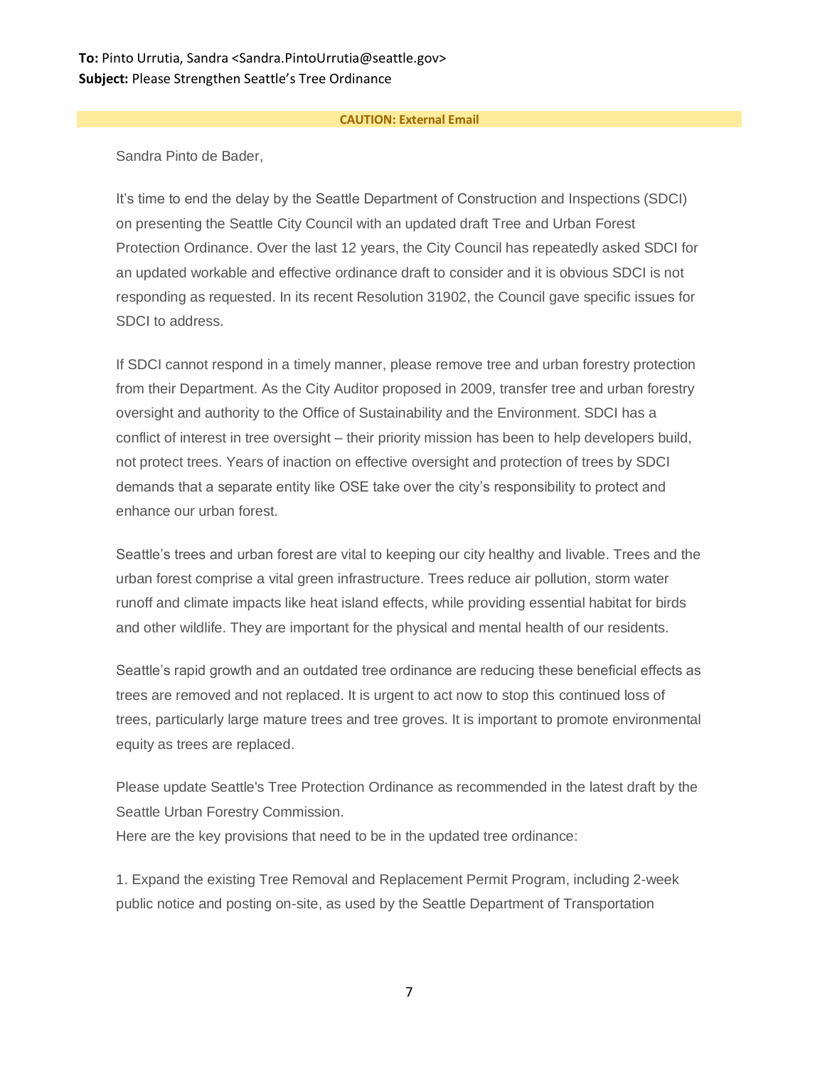**To:** Pinto Urrutia, Sandra <Sandra.PintoUrrutia@seattle.gov>
**Subject:** Please Strengthen Seattle's Tree Ordinance

**CAUTION: External Email**

Sandra Pinto de Bader,

It's time to end the delay by the Seattle Department of Construction and Inspections (SDCI) on presenting the Seattle City Council with an updated draft Tree and Urban Forest Protection Ordinance. Over the last 12 years, the City Council has repeatedly asked SDCI for an updated workable and effective ordinance draft to consider and it is obvious SDCI is not responding as requested. In its recent Resolution 31902, the Council gave specific issues for SDCI to address.

If SDCI cannot respond in a timely manner, please remove tree and urban forestry protection from their Department. As the City Auditor proposed in 2009, transfer tree and urban forestry oversight and authority to the Office of Sustainability and the Environment. SDCI has a conflict of interest in tree oversight – their priority mission has been to help developers build, not protect trees. Years of inaction on effective oversight and protection of trees by SDCI demands that a separate entity like OSE take over the city's responsibility to protect and enhance our urban forest.

Seattle's trees and urban forest are vital to keeping our city healthy and livable. Trees and the urban forest comprise a vital green infrastructure. Trees reduce air pollution, storm water runoff and climate impacts like heat island effects, while providing essential habitat for birds and other wildlife. They are important for the physical and mental health of our residents.

Seattle's rapid growth and an outdated tree ordinance are reducing these beneficial effects as trees are removed and not replaced. It is urgent to act now to stop this continued loss of trees, particularly large mature trees and tree groves. It is important to promote environmental equity as trees are replaced.

Please update Seattle's Tree Protection Ordinance as recommended in the latest draft by the Seattle Urban Forestry Commission.
Here are the key provisions that need to be in the updated tree ordinance:

1. Expand the existing Tree Removal and Replacement Permit Program, including 2-week public notice and posting on-site, as used by the Seattle Department of Transportation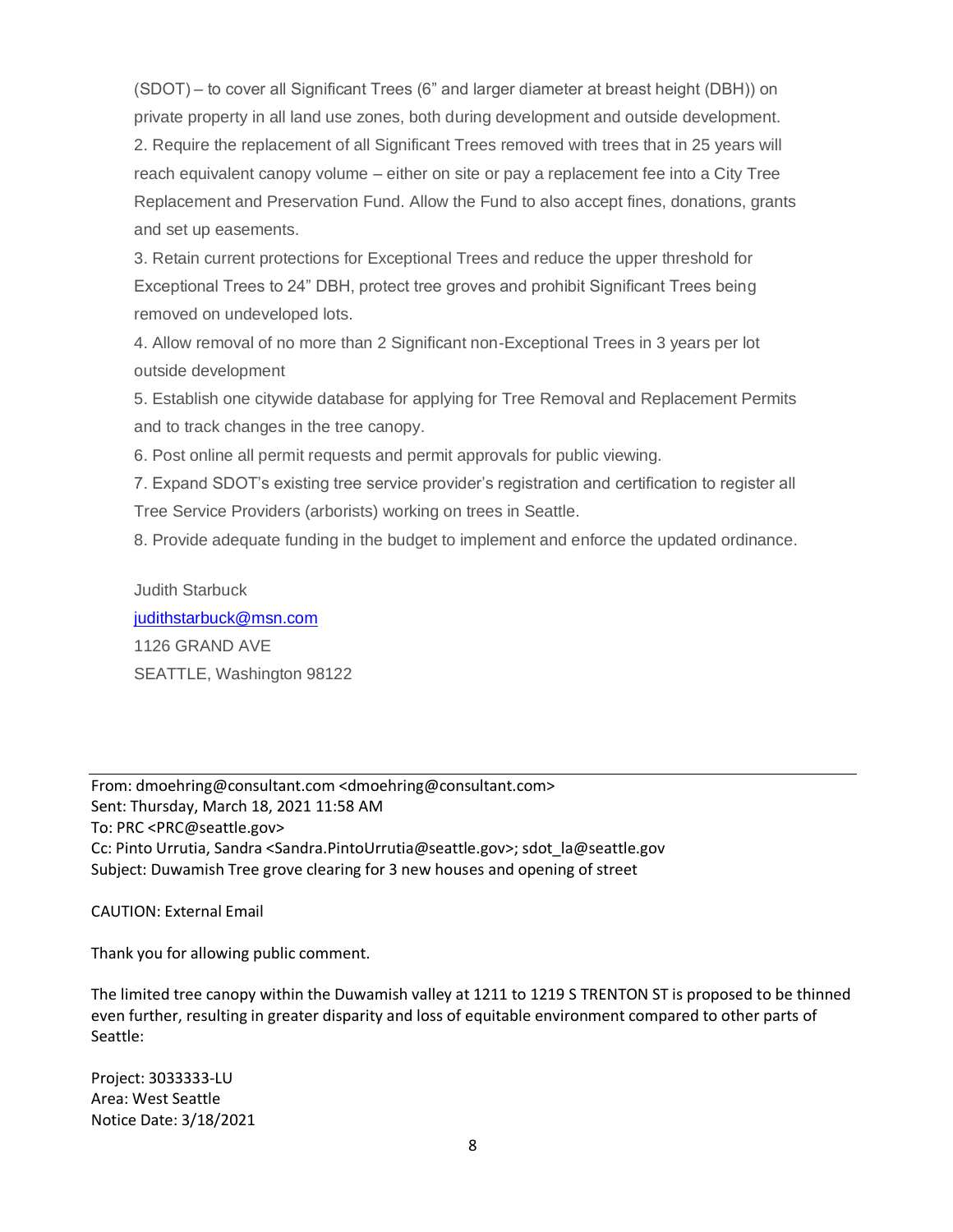(SDOT) – to cover all Significant Trees (6" and larger diameter at breast height (DBH)) on private property in all land use zones, both during development and outside development.

2. Require the replacement of all Significant Trees removed with trees that in 25 years will reach equivalent canopy volume – either on site or pay a replacement fee into a City Tree Replacement and Preservation Fund. Allow the Fund to also accept fines, donations, grants and set up easements.

3. Retain current protections for Exceptional Trees and reduce the upper threshold for Exceptional Trees to 24" DBH, protect tree groves and prohibit Significant Trees being removed on undeveloped lots.

4. Allow removal of no more than 2 Significant non-Exceptional Trees in 3 years per lot outside development

5. Establish one citywide database for applying for Tree Removal and Replacement Permits and to track changes in the tree canopy.

6. Post online all permit requests and permit approvals for public viewing.

7. Expand SDOT's existing tree service provider's registration and certification to register all Tree Service Providers (arborists) working on trees in Seattle.

8. Provide adequate funding in the budget to implement and enforce the updated ordinance.

Judith Starbuck
judithstarbuck@msn.com
1126 GRAND AVE
SEATTLE, Washington 98122

---

From: dmoehring@consultant.com <dmoehring@consultant.com>
Sent: Thursday, March 18, 2021 11:58 AM
To: PRC <PRC@seattle.gov>
Cc: Pinto Urrutia, Sandra <Sandra.PintoUrrutia@seattle.gov>; sdot_la@seattle.gov
Subject: Duwamish Tree grove clearing for 3 new houses and opening of street

CAUTION: External Email

Thank you for allowing public comment.

The limited tree canopy within the Duwamish valley at 1211 to 1219 S TRENTON ST is proposed to be thinned even further, resulting in greater disparity and loss of equitable environment compared to other parts of Seattle:

Project: 3033333-LU
Area: West Seattle
Notice Date: 3/18/2021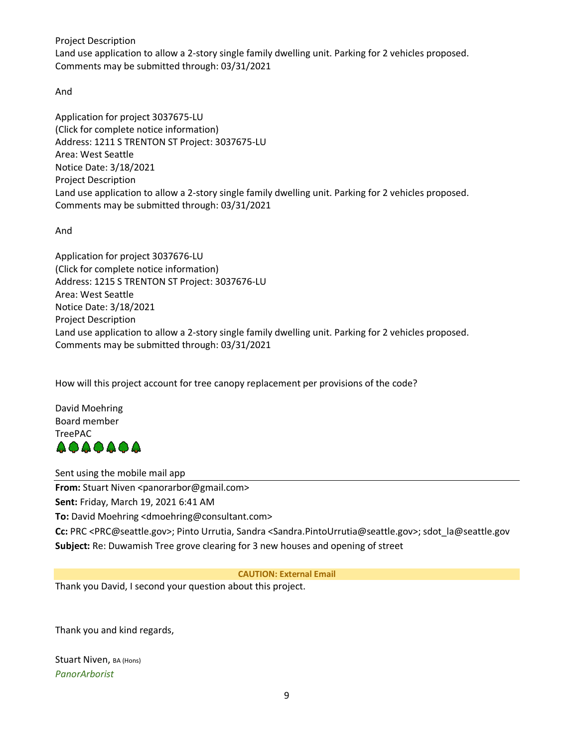Project Description
Land use application to allow a 2-story single family dwelling unit. Parking for 2 vehicles proposed.
Comments may be submitted through: 03/31/2021

And

Application for project 3037675-LU
(Click for complete notice information)
Address: 1211 S TRENTON ST Project: 3037675-LU
Area: West Seattle
Notice Date: 3/18/2021
Project Description
Land use application to allow a 2-story single family dwelling unit. Parking for 2 vehicles proposed.
Comments may be submitted through: 03/31/2021

And

Application for project 3037676-LU
(Click for complete notice information)
Address: 1215 S TRENTON ST Project: 3037676-LU
Area: West Seattle
Notice Date: 3/18/2021
Project Description
Land use application to allow a 2-story single family dwelling unit. Parking for 2 vehicles proposed.
Comments may be submitted through: 03/31/2021

How will this project account for tree canopy replacement per provisions of the code?

David Moehring
Board member
TreePAC
🌲🌳🌲🌳🌲🌳🌲

Sent using the mobile mail app

---

**From:** Stuart Niven <panorarbor@gmail.com>
**Sent:** Friday, March 19, 2021 6:41 AM
**To:** David Moehring <dmoehring@consultant.com>
**Cc:** PRC <PRC@seattle.gov>; Pinto Urrutia, Sandra <Sandra.PintoUrrutia@seattle.gov>; sdot_la@seattle.gov
**Subject:** Re: Duwamish Tree grove clearing for 3 new houses and opening of street

**CAUTION: External Email**

Thank you David, I second your question about this project.

Thank you and kind regards,

Stuart Niven, BA (Hons)
*PanorArborist*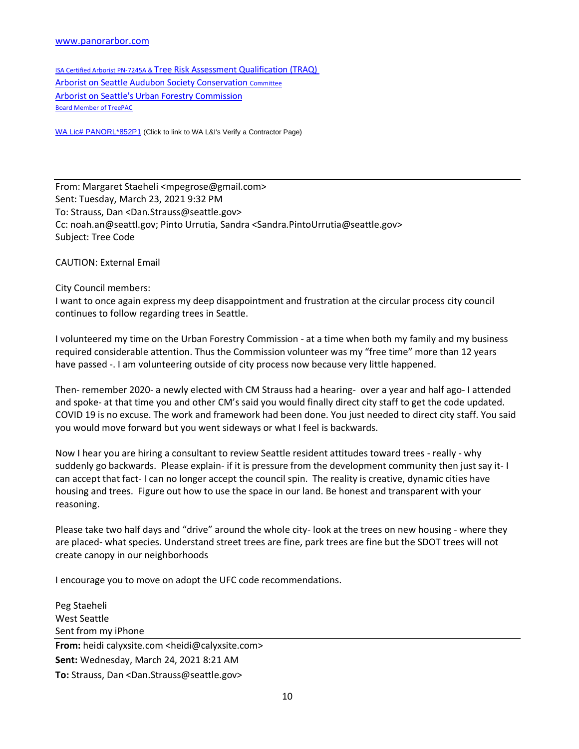[www.panorarbor.com](http://www.panorarbor.com)

[ISA Certified Arborist PN-7245A & Tree Risk Assessment Qualification (TRAQ)](#)
[Arborist on Seattle Audubon Society Conservation Committee](#)
[Arborist on Seattle's Urban Forestry Commission](#)
[Board Member of TreePAC](#)

[WA Lic# PANORL*852P1](#) (Click to link to WA L&I's Verify a Contractor Page)

---

From: Margaret Staeheli <mpegrose@gmail.com>
Sent: Tuesday, March 23, 2021 9:32 PM
To: Strauss, Dan <Dan.Strauss@seattle.gov>
Cc: noah.an@seattl.gov; Pinto Urrutia, Sandra <Sandra.PintoUrrutia@seattle.gov>
Subject: Tree Code

CAUTION: External Email

City Council members:
I want to once again express my deep disappointment and frustration at the circular process city council continues to follow regarding trees in Seattle.

I volunteered my time on the Urban Forestry Commission - at a time when both my family and my business required considerable attention. Thus the Commission volunteer was my "free time" more than 12 years have passed -. I am volunteering outside of city process now because very little happened.

Then- remember 2020- a newly elected with CM Strauss had a hearing- over a year and half ago- I attended and spoke- at that time you and other CM's said you would finally direct city staff to get the code updated. COVID 19 is no excuse. The work and framework had been done. You just needed to direct city staff. You said you would move forward but you went sideways or what I feel is backwards.

Now I hear you are hiring a consultant to review Seattle resident attitudes toward trees - really - why suddenly go backwards. Please explain- if it is pressure from the development community then just say it- I can accept that fact- I can no longer accept the council spin. The reality is creative, dynamic cities have housing and trees. Figure out how to use the space in our land. Be honest and transparent with your reasoning.

Please take two half days and "drive" around the whole city- look at the trees on new housing - where they are placed- what species. Understand street trees are fine, park trees are fine but the SDOT trees will not create canopy in our neighborhoods

I encourage you to move on adopt the UFC code recommendations.

Peg Staeheli
West Seattle
Sent from my iPhone

---

**From:** heidi calyxsite.com <heidi@calyxsite.com>
**Sent:** Wednesday, March 24, 2021 8:21 AM
**To:** Strauss, Dan <Dan.Strauss@seattle.gov>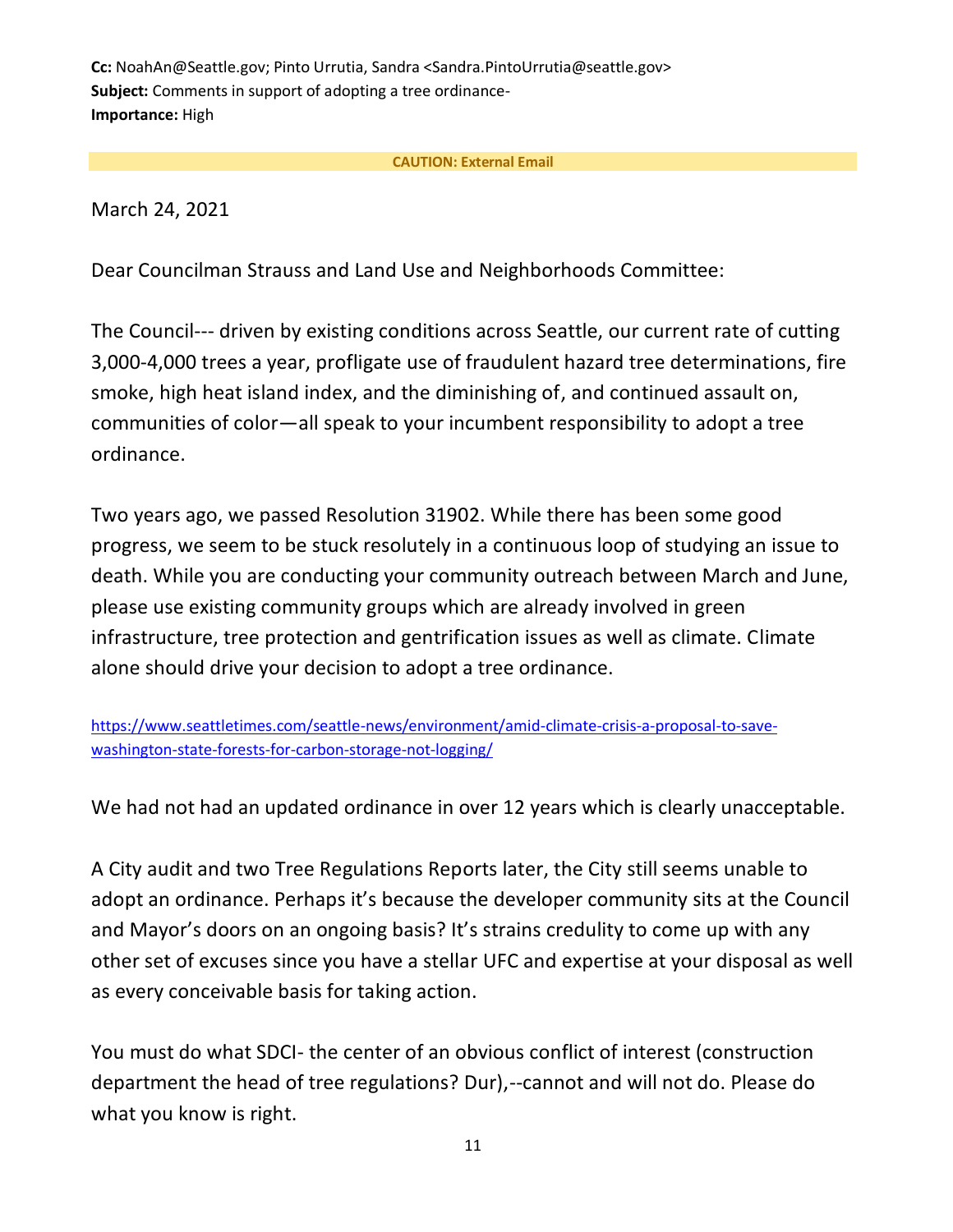**Cc:** NoahAn@Seattle.gov; Pinto Urrutia, Sandra <Sandra.PintoUrrutia@seattle.gov>
**Subject:** Comments in support of adopting a tree ordinance-
**Importance:** High

**CAUTION: External Email**

March 24, 2021

Dear Councilman Strauss and Land Use and Neighborhoods Committee:

The Council--- driven by existing conditions across Seattle, our current rate of cutting 3,000-4,000 trees a year, profligate use of fraudulent hazard tree determinations, fire smoke, high heat island index, and the diminishing of, and continued assault on, communities of color—all speak to your incumbent responsibility to adopt a tree ordinance.

Two years ago, we passed Resolution 31902. While there has been some good progress, we seem to be stuck resolutely in a continuous loop of studying an issue to death. While you are conducting your community outreach between March and June, please use existing community groups which are already involved in green infrastructure, tree protection and gentrification issues as well as climate. Climate alone should drive your decision to adopt a tree ordinance.

https://www.seattletimes.com/seattle-news/environment/amid-climate-crisis-a-proposal-to-save-washington-state-forests-for-carbon-storage-not-logging/

We had not had an updated ordinance in over 12 years which is clearly unacceptable.

A City audit and two Tree Regulations Reports later, the City still seems unable to adopt an ordinance. Perhaps it's because the developer community sits at the Council and Mayor's doors on an ongoing basis? It's strains credulity to come up with any other set of excuses since you have a stellar UFC and expertise at your disposal as well as every conceivable basis for taking action.

You must do what SDCI- the center of an obvious conflict of interest (construction department the head of tree regulations? Dur),--cannot and will not do. Please do what you know is right.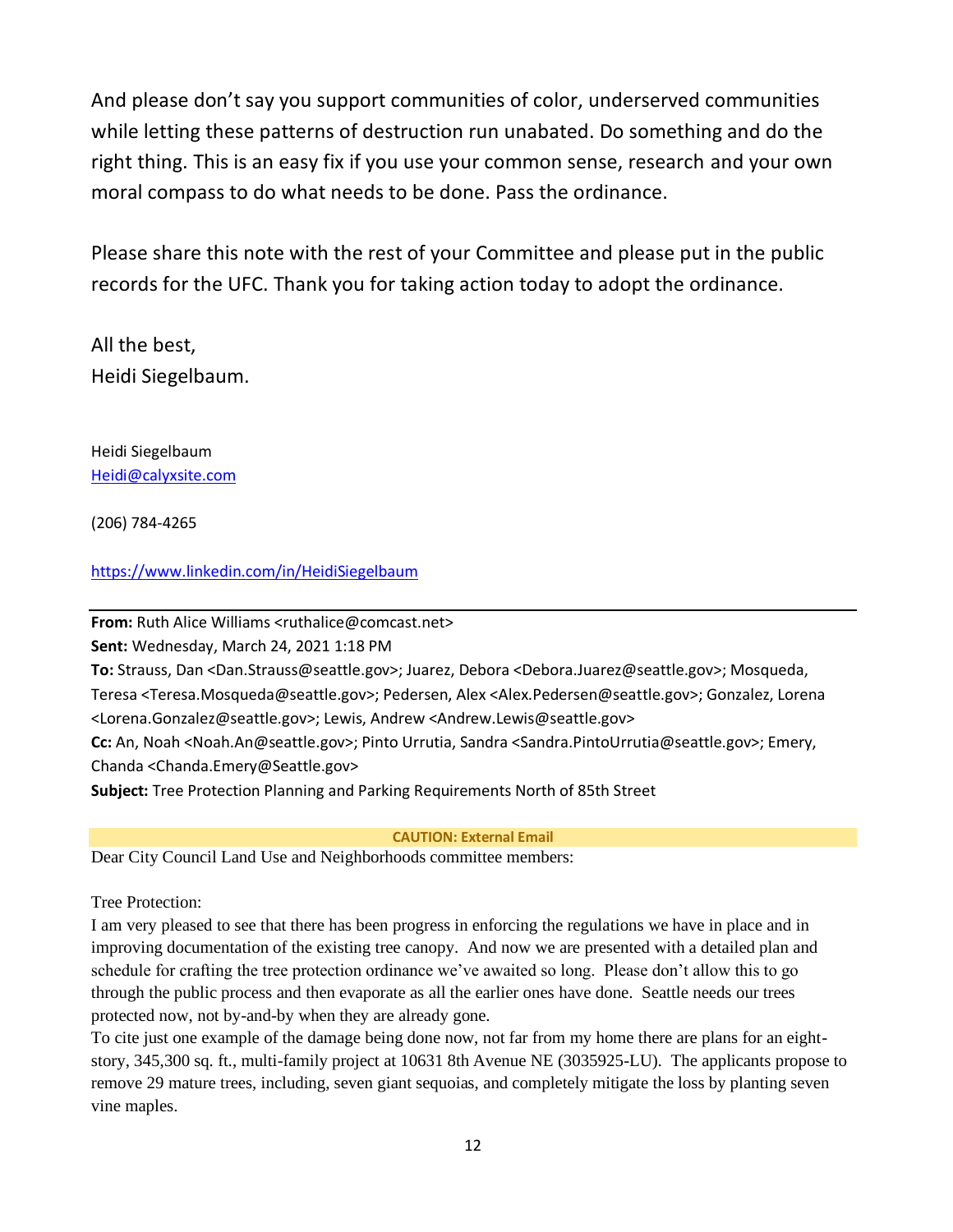And please don't say you support communities of color, underserved communities while letting these patterns of destruction run unabated. Do something and do the right thing. This is an easy fix if you use your common sense, research and your own moral compass to do what needs to be done. Pass the ordinance.

Please share this note with the rest of your Committee and please put in the public records for the UFC. Thank you for taking action today to adopt the ordinance.

All the best,
Heidi Siegelbaum.

Heidi Siegelbaum
Heidi@calyxsite.com

(206) 784-4265

https://www.linkedin.com/in/HeidiSiegelbaum

---

**From:** Ruth Alice Williams <ruthalice@comcast.net>
**Sent:** Wednesday, March 24, 2021 1:18 PM
**To:** Strauss, Dan <Dan.Strauss@seattle.gov>; Juarez, Debora <Debora.Juarez@seattle.gov>; Mosqueda, Teresa <Teresa.Mosqueda@seattle.gov>; Pedersen, Alex <Alex.Pedersen@seattle.gov>; Gonzalez, Lorena <Lorena.Gonzalez@seattle.gov>; Lewis, Andrew <Andrew.Lewis@seattle.gov>
**Cc:** An, Noah <Noah.An@seattle.gov>; Pinto Urrutia, Sandra <Sandra.PintoUrrutia@seattle.gov>; Emery, Chanda <Chanda.Emery@Seattle.gov>
**Subject:** Tree Protection Planning and Parking Requirements North of 85th Street

**CAUTION: External Email**

Dear City Council Land Use and Neighborhoods committee members:

Tree Protection:
I am very pleased to see that there has been progress in enforcing the regulations we have in place and in improving documentation of the existing tree canopy. And now we are presented with a detailed plan and schedule for crafting the tree protection ordinance we've awaited so long. Please don't allow this to go through the public process and then evaporate as all the earlier ones have done. Seattle needs our trees protected now, not by-and-by when they are already gone.
To cite just one example of the damage being done now, not far from my home there are plans for an eight-story, 345,300 sq. ft., multi-family project at 10631 8th Avenue NE (3035925-LU). The applicants propose to remove 29 mature trees, including, seven giant sequoias, and completely mitigate the loss by planting seven vine maples.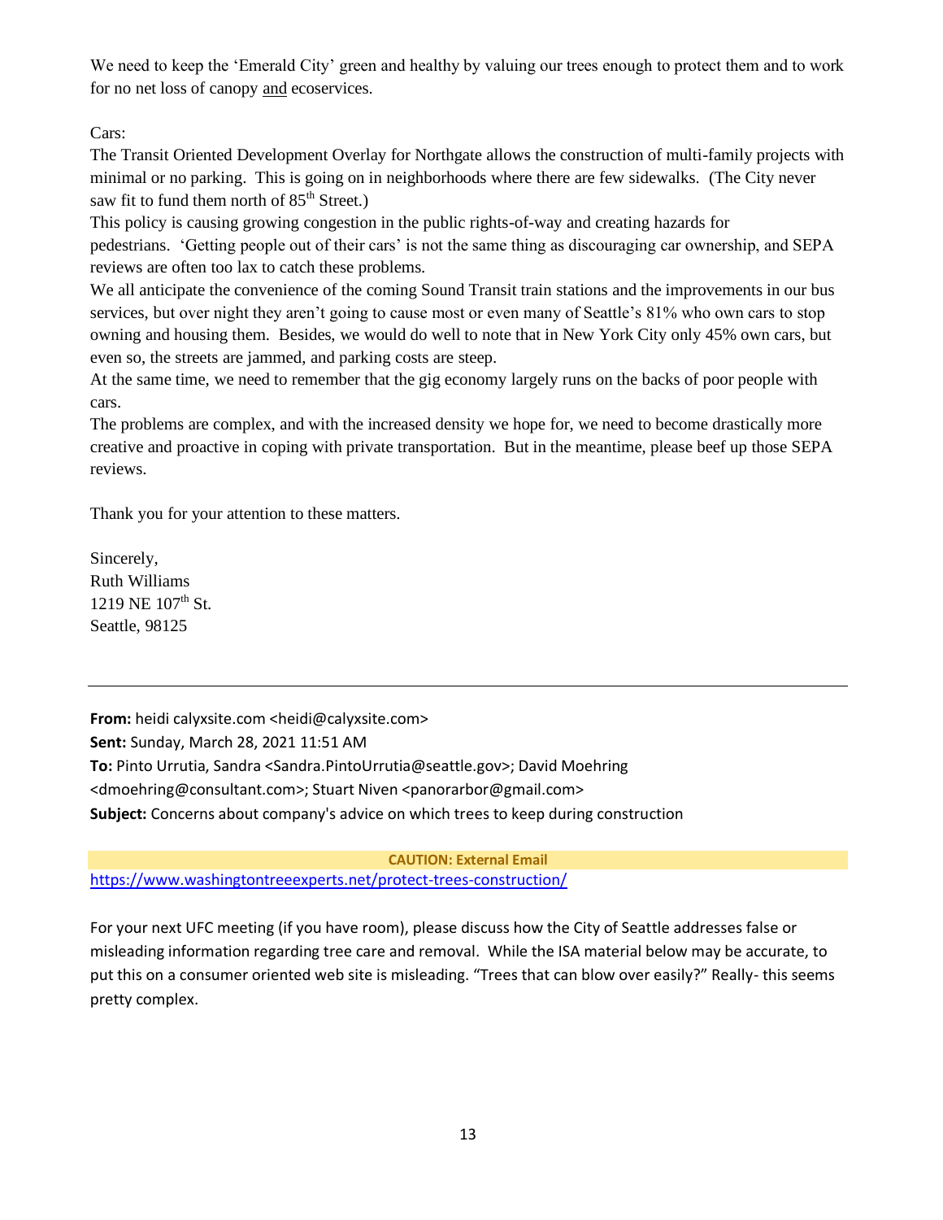We need to keep the 'Emerald City' green and healthy by valuing our trees enough to protect them and to work for no net loss of canopy and ecoservices.

Cars:
The Transit Oriented Development Overlay for Northgate allows the construction of multi-family projects with minimal or no parking. This is going on in neighborhoods where there are few sidewalks. (The City never saw fit to fund them north of 85th Street.)
This policy is causing growing congestion in the public rights-of-way and creating hazards for pedestrians. 'Getting people out of their cars' is not the same thing as discouraging car ownership, and SEPA reviews are often too lax to catch these problems.
We all anticipate the convenience of the coming Sound Transit train stations and the improvements in our bus services, but over night they aren't going to cause most or even many of Seattle's 81% who own cars to stop owning and housing them. Besides, we would do well to note that in New York City only 45% own cars, but even so, the streets are jammed, and parking costs are steep.
At the same time, we need to remember that the gig economy largely runs on the backs of poor people with cars.
The problems are complex, and with the increased density we hope for, we need to become drastically more creative and proactive in coping with private transportation. But in the meantime, please beef up those SEPA reviews.

Thank you for your attention to these matters.

Sincerely,
Ruth Williams
1219 NE 107th St.
Seattle, 98125

---

**From:** heidi calyxsite.com <heidi@calyxsite.com>
**Sent:** Sunday, March 28, 2021 11:51 AM
**To:** Pinto Urrutia, Sandra <Sandra.PintoUrrutia@seattle.gov>; David Moehring <dmoehring@consultant.com>; Stuart Niven <panorarbor@gmail.com>
**Subject:** Concerns about company's advice on which trees to keep during construction

**CAUTION: External Email**

https://www.washingtontreeexperts.net/protect-trees-construction/

For your next UFC meeting (if you have room), please discuss how the City of Seattle addresses false or misleading information regarding tree care and removal. While the ISA material below may be accurate, to put this on a consumer oriented web site is misleading. "Trees that can blow over easily?" Really- this seems pretty complex.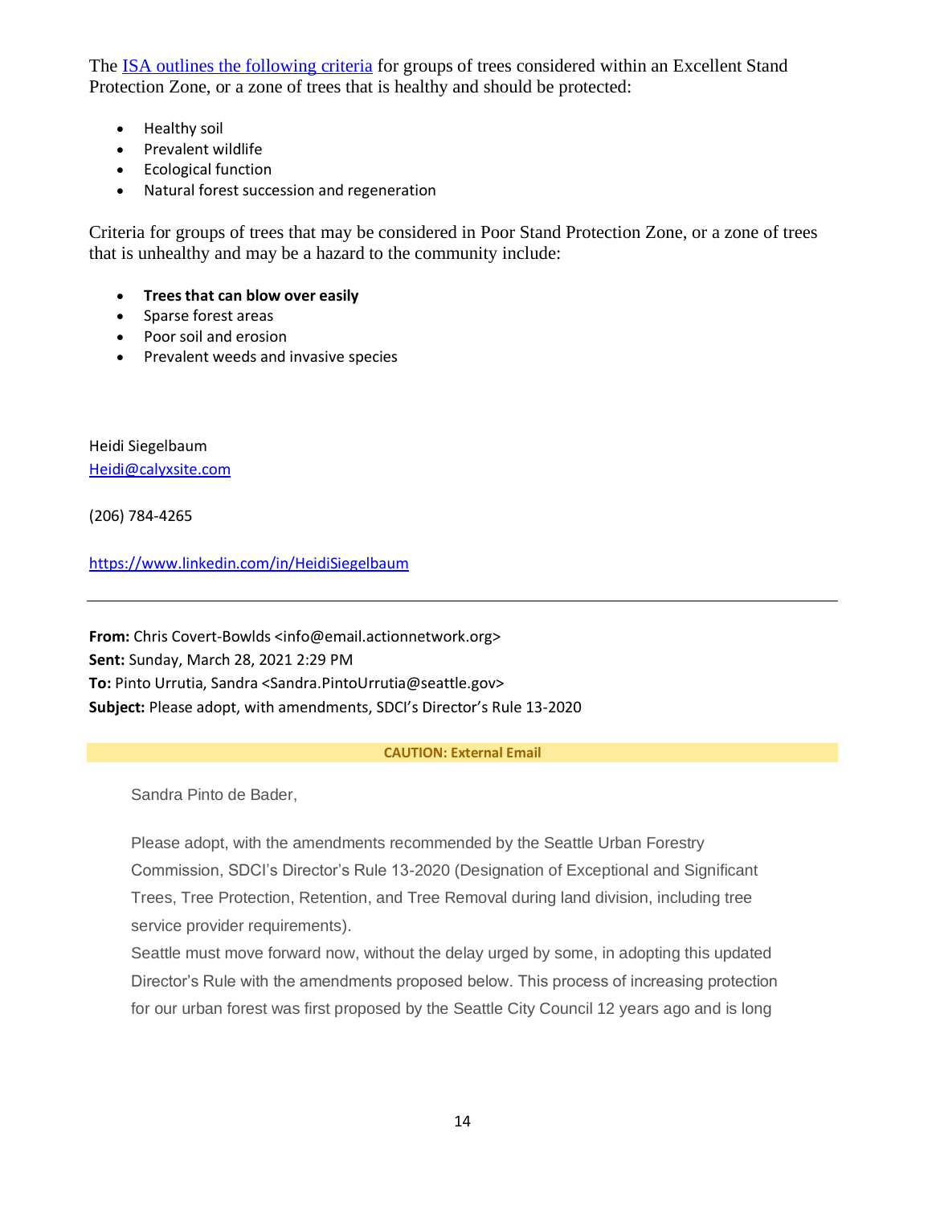The [ISA outlines the following criteria](#) for groups of trees considered within an Excellent Stand Protection Zone, or a zone of trees that is healthy and should be protected:

- Healthy soil
- Prevalent wildlife
- Ecological function
- Natural forest succession and regeneration

Criteria for groups of trees that may be considered in Poor Stand Protection Zone, or a zone of trees that is unhealthy and may be a hazard to the community include:

- **Trees that can blow over easily**
- Sparse forest areas
- Poor soil and erosion
- Prevalent weeds and invasive species

Heidi Siegelbaum
Heidi@calyxsite.com

(206) 784-4265

https://www.linkedin.com/in/HeidiSiegelbaum

---

**From:** Chris Covert-Bowlds <info@email.actionnetwork.org>
**Sent:** Sunday, March 28, 2021 2:29 PM
**To:** Pinto Urrutia, Sandra <Sandra.PintoUrrutia@seattle.gov>
**Subject:** Please adopt, with amendments, SDCI's Director's Rule 13-2020

**CAUTION: External Email**

Sandra Pinto de Bader,

Please adopt, with the amendments recommended by the Seattle Urban Forestry Commission, SDCI's Director's Rule 13-2020 (Designation of Exceptional and Significant Trees, Tree Protection, Retention, and Tree Removal during land division, including tree service provider requirements).
Seattle must move forward now, without the delay urged by some, in adopting this updated Director's Rule with the amendments proposed below. This process of increasing protection for our urban forest was first proposed by the Seattle City Council 12 years ago and is long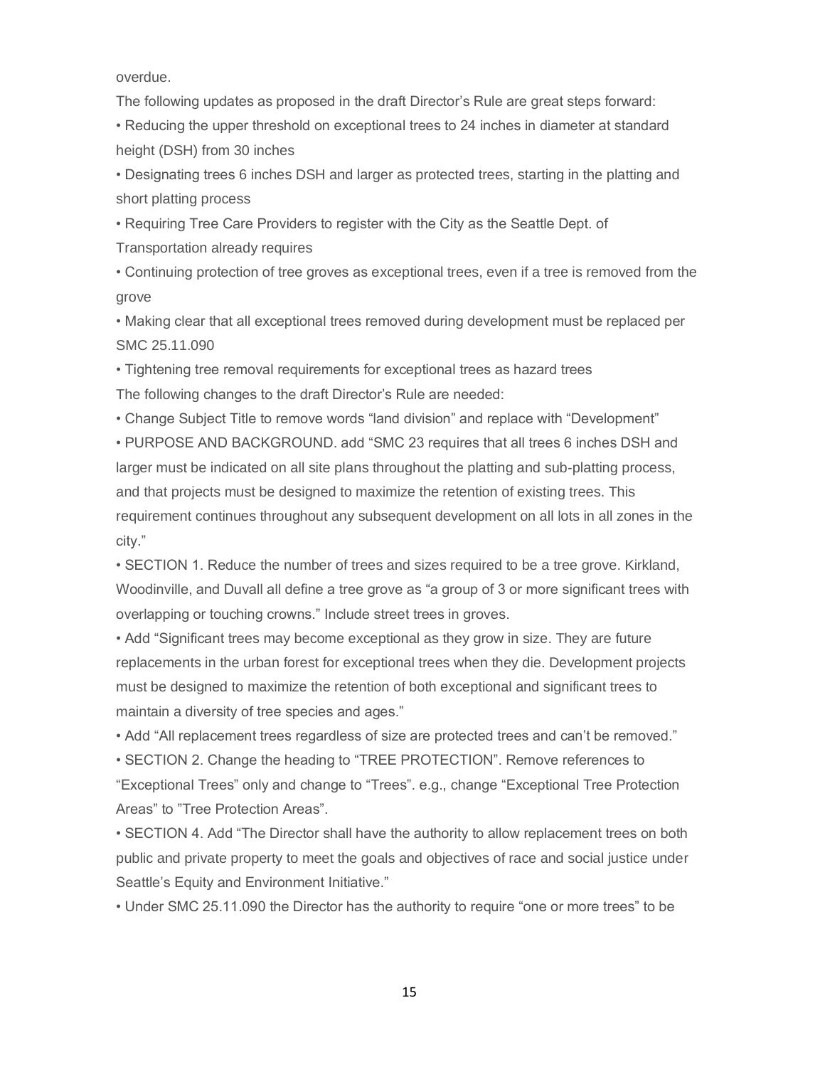overdue.

The following updates as proposed in the draft Director's Rule are great steps forward:

- Reducing the upper threshold on exceptional trees to 24 inches in diameter at standard height (DSH) from 30 inches
- Designating trees 6 inches DSH and larger as protected trees, starting in the platting and short platting process
- Requiring Tree Care Providers to register with the City as the Seattle Dept. of Transportation already requires
- Continuing protection of tree groves as exceptional trees, even if a tree is removed from the grove
- Making clear that all exceptional trees removed during development must be replaced per SMC 25.11.090
- Tightening tree removal requirements for exceptional trees as hazard trees

The following changes to the draft Director's Rule are needed:

- Change Subject Title to remove words "land division" and replace with "Development"
- PURPOSE AND BACKGROUND. add "SMC 23 requires that all trees 6 inches DSH and larger must be indicated on all site plans throughout the platting and sub-platting process, and that projects must be designed to maximize the retention of existing trees. This requirement continues throughout any subsequent development on all lots in all zones in the city."
- SECTION 1. Reduce the number of trees and sizes required to be a tree grove. Kirkland, Woodinville, and Duvall all define a tree grove as "a group of 3 or more significant trees with overlapping or touching crowns." Include street trees in groves.
- Add "Significant trees may become exceptional as they grow in size. They are future replacements in the urban forest for exceptional trees when they die. Development projects must be designed to maximize the retention of both exceptional and significant trees to maintain a diversity of tree species and ages."
- Add "All replacement trees regardless of size are protected trees and can't be removed."
- SECTION 2. Change the heading to "TREE PROTECTION". Remove references to "Exceptional Trees" only and change to "Trees". e.g., change "Exceptional Tree Protection Areas" to "Tree Protection Areas".
- SECTION 4. Add "The Director shall have the authority to allow replacement trees on both public and private property to meet the goals and objectives of race and social justice under Seattle's Equity and Environment Initiative."
- Under SMC 25.11.090 the Director has the authority to require "one or more trees" to be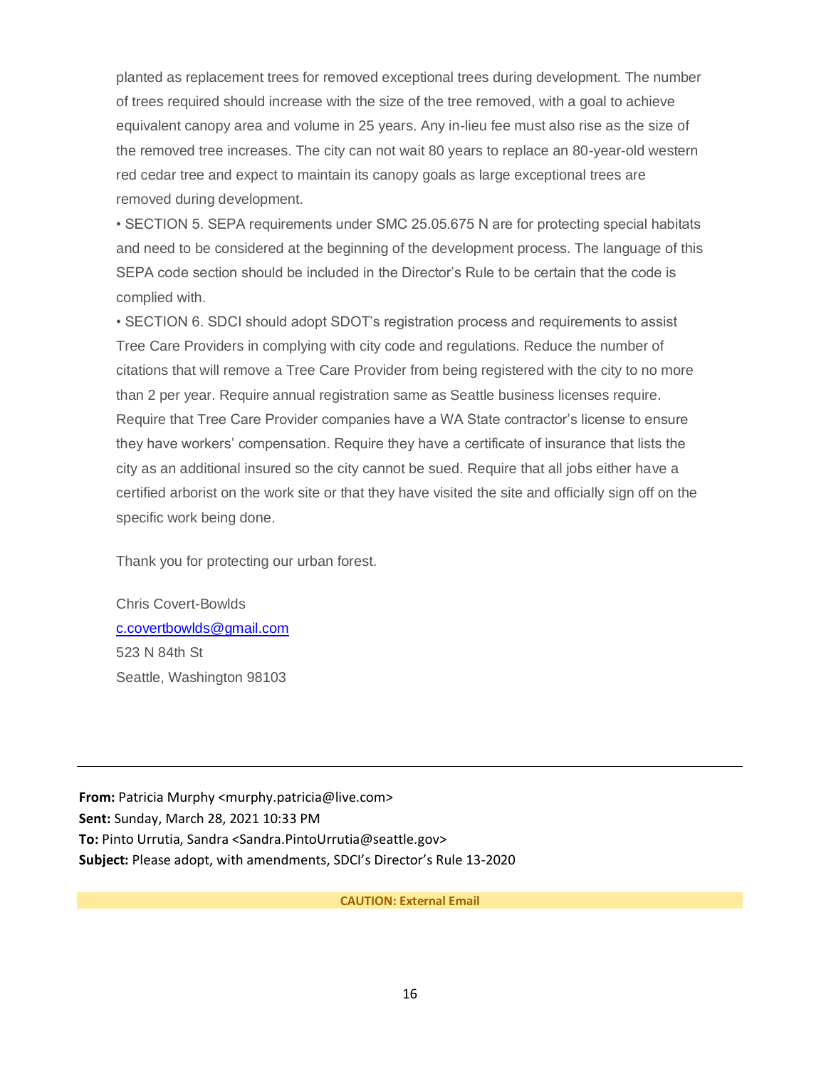planted as replacement trees for removed exceptional trees during development. The number of trees required should increase with the size of the tree removed, with a goal to achieve equivalent canopy area and volume in 25 years. Any in-lieu fee must also rise as the size of the removed tree increases. The city can not wait 80 years to replace an 80-year-old western red cedar tree and expect to maintain its canopy goals as large exceptional trees are removed during development.

• SECTION 5. SEPA requirements under SMC 25.05.675 N are for protecting special habitats and need to be considered at the beginning of the development process. The language of this SEPA code section should be included in the Director's Rule to be certain that the code is complied with.

• SECTION 6. SDCI should adopt SDOT's registration process and requirements to assist Tree Care Providers in complying with city code and regulations. Reduce the number of citations that will remove a Tree Care Provider from being registered with the city to no more than 2 per year. Require annual registration same as Seattle business licenses require. Require that Tree Care Provider companies have a WA State contractor's license to ensure they have workers' compensation. Require they have a certificate of insurance that lists the city as an additional insured so the city cannot be sued. Require that all jobs either have a certified arborist on the work site or that they have visited the site and officially sign off on the specific work being done.

Thank you for protecting our urban forest.

Chris Covert-Bowlds
c.covertbowlds@gmail.com
523 N 84th St
Seattle, Washington 98103

---

**From:** Patricia Murphy <murphy.patricia@live.com>
**Sent:** Sunday, March 28, 2021 10:33 PM
**To:** Pinto Urrutia, Sandra <Sandra.PintoUrrutia@seattle.gov>
**Subject:** Please adopt, with amendments, SDCI's Director's Rule 13-2020

**CAUTION: External Email**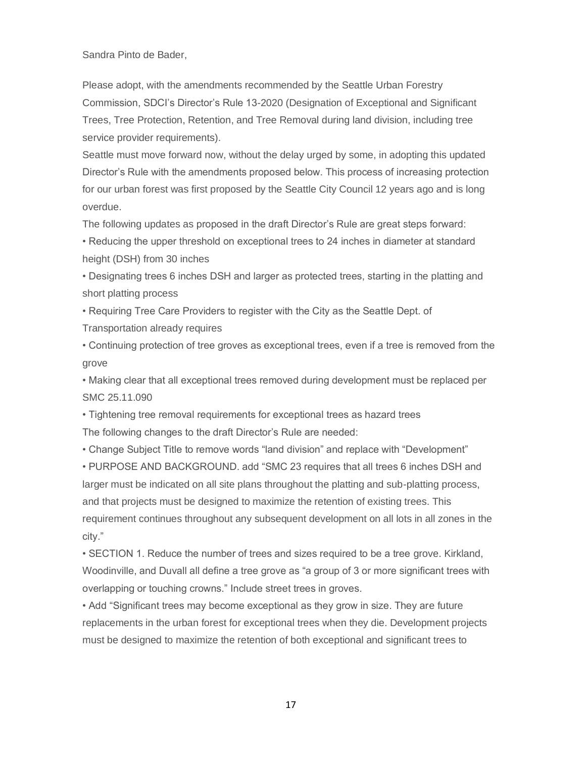Sandra Pinto de Bader,

Please adopt, with the amendments recommended by the Seattle Urban Forestry Commission, SDCI's Director's Rule 13-2020 (Designation of Exceptional and Significant Trees, Tree Protection, Retention, and Tree Removal during land division, including tree service provider requirements).

Seattle must move forward now, without the delay urged by some, in adopting this updated Director's Rule with the amendments proposed below. This process of increasing protection for our urban forest was first proposed by the Seattle City Council 12 years ago and is long overdue.

The following updates as proposed in the draft Director's Rule are great steps forward:

- Reducing the upper threshold on exceptional trees to 24 inches in diameter at standard height (DSH) from 30 inches
- Designating trees 6 inches DSH and larger as protected trees, starting in the platting and short platting process
- Requiring Tree Care Providers to register with the City as the Seattle Dept. of Transportation already requires
- Continuing protection of tree groves as exceptional trees, even if a tree is removed from the grove
- Making clear that all exceptional trees removed during development must be replaced per SMC 25.11.090
- Tightening tree removal requirements for exceptional trees as hazard trees

The following changes to the draft Director's Rule are needed:

- Change Subject Title to remove words "land division" and replace with "Development"
- PURPOSE AND BACKGROUND. add "SMC 23 requires that all trees 6 inches DSH and larger must be indicated on all site plans throughout the platting and sub-platting process, and that projects must be designed to maximize the retention of existing trees. This requirement continues throughout any subsequent development on all lots in all zones in the city."
- SECTION 1. Reduce the number of trees and sizes required to be a tree grove. Kirkland, Woodinville, and Duvall all define a tree grove as "a group of 3 or more significant trees with overlapping or touching crowns." Include street trees in groves.
- Add "Significant trees may become exceptional as they grow in size. They are future replacements in the urban forest for exceptional trees when they die. Development projects must be designed to maximize the retention of both exceptional and significant trees to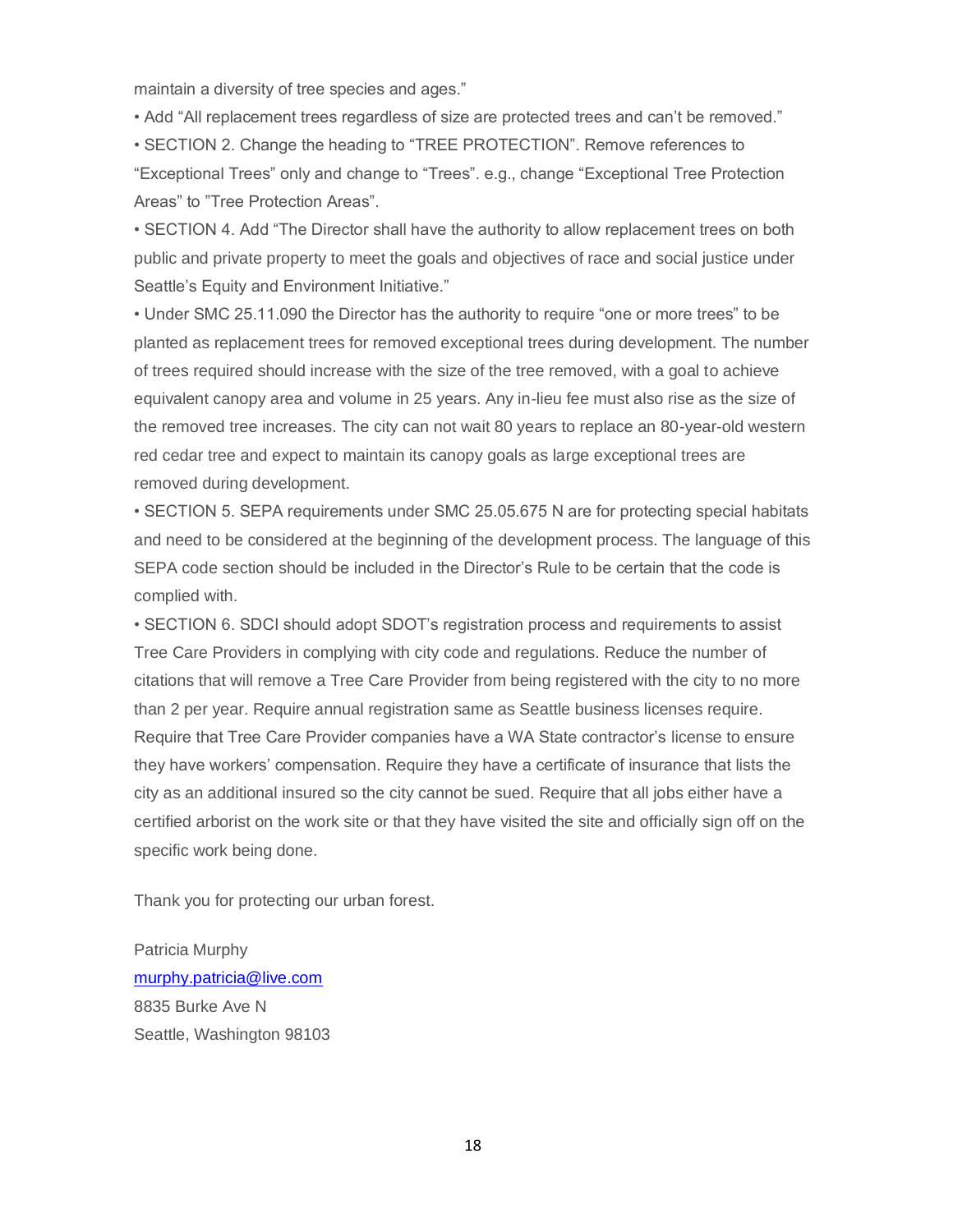maintain a diversity of tree species and ages."

- Add "All replacement trees regardless of size are protected trees and can't be removed."
- SECTION 2. Change the heading to "TREE PROTECTION". Remove references to "Exceptional Trees" only and change to "Trees". e.g., change "Exceptional Tree Protection Areas" to "Tree Protection Areas".
- SECTION 4. Add "The Director shall have the authority to allow replacement trees on both public and private property to meet the goals and objectives of race and social justice under Seattle's Equity and Environment Initiative."
- Under SMC 25.11.090 the Director has the authority to require "one or more trees" to be planted as replacement trees for removed exceptional trees during development. The number of trees required should increase with the size of the tree removed, with a goal to achieve equivalent canopy area and volume in 25 years. Any in-lieu fee must also rise as the size of the removed tree increases. The city can not wait 80 years to replace an 80-year-old western red cedar tree and expect to maintain its canopy goals as large exceptional trees are removed during development.
- SECTION 5. SEPA requirements under SMC 25.05.675 N are for protecting special habitats and need to be considered at the beginning of the development process. The language of this SEPA code section should be included in the Director's Rule to be certain that the code is complied with.
- SECTION 6. SDCI should adopt SDOT's registration process and requirements to assist Tree Care Providers in complying with city code and regulations. Reduce the number of citations that will remove a Tree Care Provider from being registered with the city to no more than 2 per year. Require annual registration same as Seattle business licenses require. Require that Tree Care Provider companies have a WA State contractor's license to ensure they have workers' compensation. Require they have a certificate of insurance that lists the city as an additional insured so the city cannot be sued. Require that all jobs either have a certified arborist on the work site or that they have visited the site and officially sign off on the specific work being done.

Thank you for protecting our urban forest.

Patricia Murphy
murphy.patricia@live.com
8835 Burke Ave N
Seattle, Washington 98103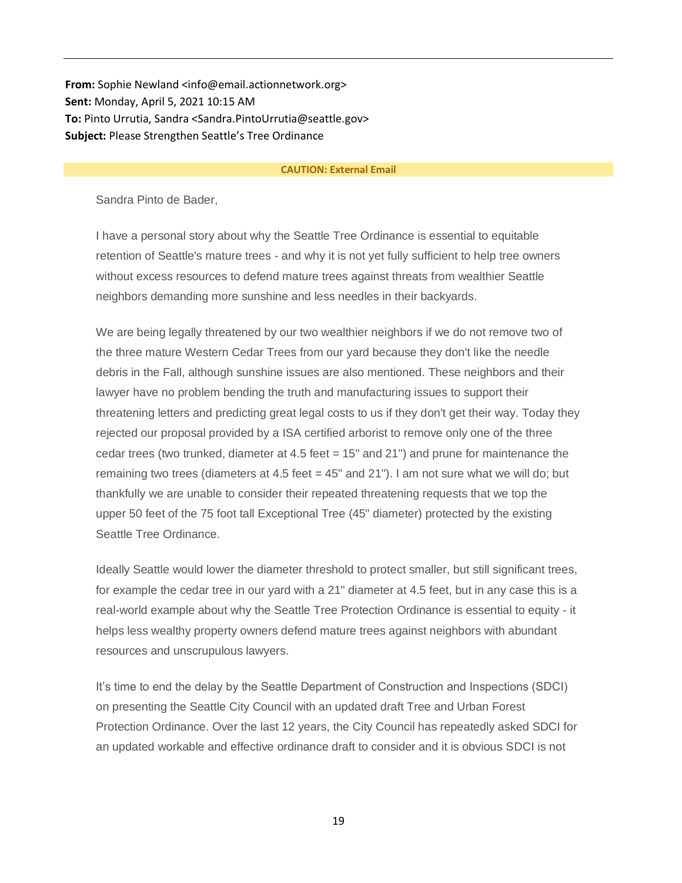---

**From:** Sophie Newland <info@email.actionnetwork.org>
**Sent:** Monday, April 5, 2021 10:15 AM
**To:** Pinto Urrutia, Sandra <Sandra.PintoUrrutia@seattle.gov>
**Subject:** Please Strengthen Seattle's Tree Ordinance

**CAUTION: External Email**

Sandra Pinto de Bader,

I have a personal story about why the Seattle Tree Ordinance is essential to equitable retention of Seattle's mature trees - and why it is not yet fully sufficient to help tree owners without excess resources to defend mature trees against threats from wealthier Seattle neighbors demanding more sunshine and less needles in their backyards.

We are being legally threatened by our two wealthier neighbors if we do not remove two of the three mature Western Cedar Trees from our yard because they don't like the needle debris in the Fall, although sunshine issues are also mentioned. These neighbors and their lawyer have no problem bending the truth and manufacturing issues to support their threatening letters and predicting great legal costs to us if they don't get their way. Today they rejected our proposal provided by a ISA certified arborist to remove only one of the three cedar trees (two trunked, diameter at 4.5 feet = 15" and 21") and prune for maintenance the remaining two trees (diameters at 4.5 feet = 45" and 21"). I am not sure what we will do; but thankfully we are unable to consider their repeated threatening requests that we top the upper 50 feet of the 75 foot tall Exceptional Tree (45" diameter) protected by the existing Seattle Tree Ordinance.

Ideally Seattle would lower the diameter threshold to protect smaller, but still significant trees, for example the cedar tree in our yard with a 21" diameter at 4.5 feet, but in any case this is a real-world example about why the Seattle Tree Protection Ordinance is essential to equity - it helps less wealthy property owners defend mature trees against neighbors with abundant resources and unscrupulous lawyers.

It's time to end the delay by the Seattle Department of Construction and Inspections (SDCI) on presenting the Seattle City Council with an updated draft Tree and Urban Forest Protection Ordinance. Over the last 12 years, the City Council has repeatedly asked SDCI for an updated workable and effective ordinance draft to consider and it is obvious SDCI is not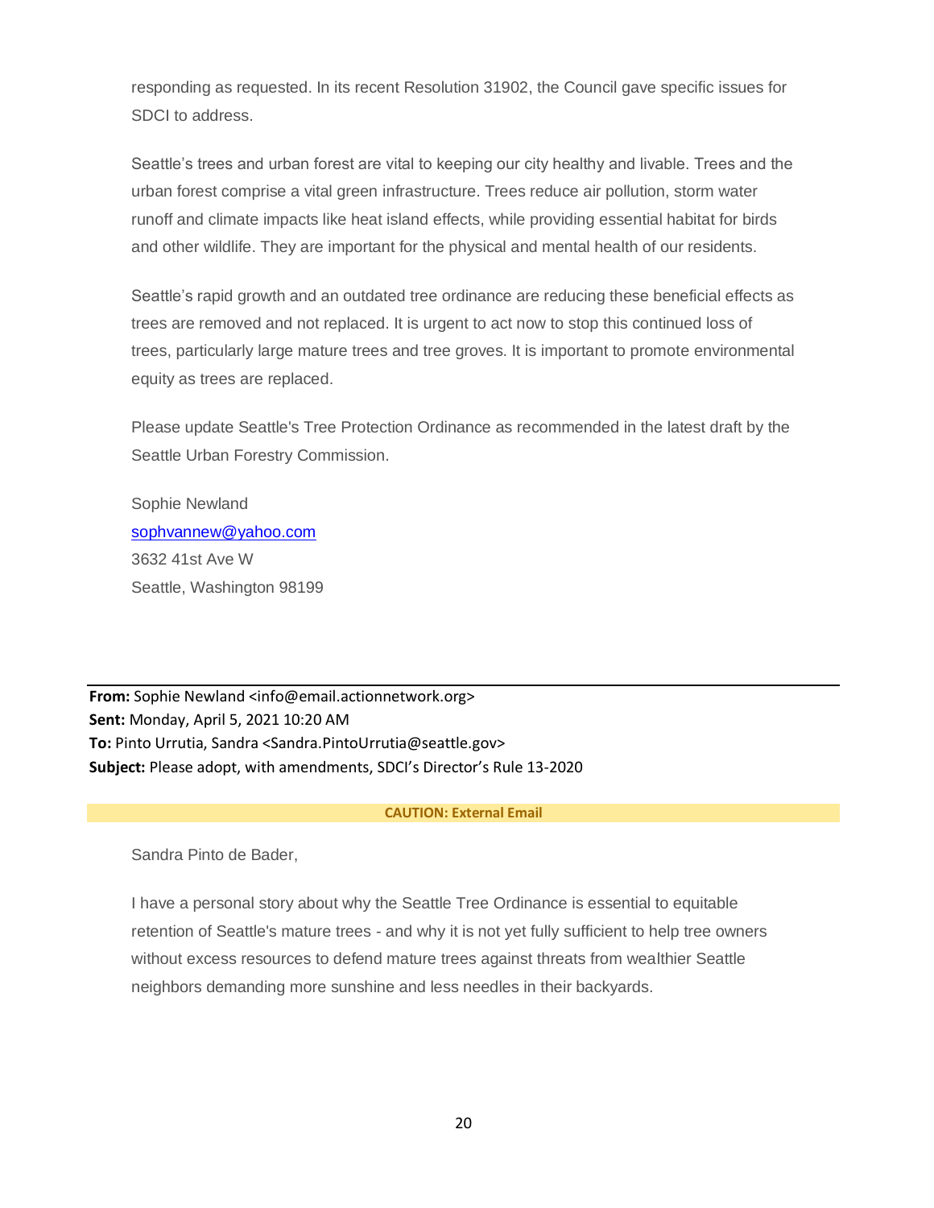responding as requested. In its recent Resolution 31902, the Council gave specific issues for SDCI to address.

Seattle's trees and urban forest are vital to keeping our city healthy and livable. Trees and the urban forest comprise a vital green infrastructure. Trees reduce air pollution, storm water runoff and climate impacts like heat island effects, while providing essential habitat for birds and other wildlife. They are important for the physical and mental health of our residents.

Seattle's rapid growth and an outdated tree ordinance are reducing these beneficial effects as trees are removed and not replaced. It is urgent to act now to stop this continued loss of trees, particularly large mature trees and tree groves. It is important to promote environmental equity as trees are replaced.

Please update Seattle's Tree Protection Ordinance as recommended in the latest draft by the Seattle Urban Forestry Commission.

Sophie Newland
sophvannew@yahoo.com
3632 41st Ave W
Seattle, Washington 98199

---

**From:** Sophie Newland <info@email.actionnetwork.org>
**Sent:** Monday, April 5, 2021 10:20 AM
**To:** Pinto Urrutia, Sandra <Sandra.PintoUrrutia@seattle.gov>
**Subject:** Please adopt, with amendments, SDCI's Director's Rule 13-2020

**CAUTION: External Email**

Sandra Pinto de Bader,

I have a personal story about why the Seattle Tree Ordinance is essential to equitable retention of Seattle's mature trees - and why it is not yet fully sufficient to help tree owners without excess resources to defend mature trees against threats from wealthier Seattle neighbors demanding more sunshine and less needles in their backyards.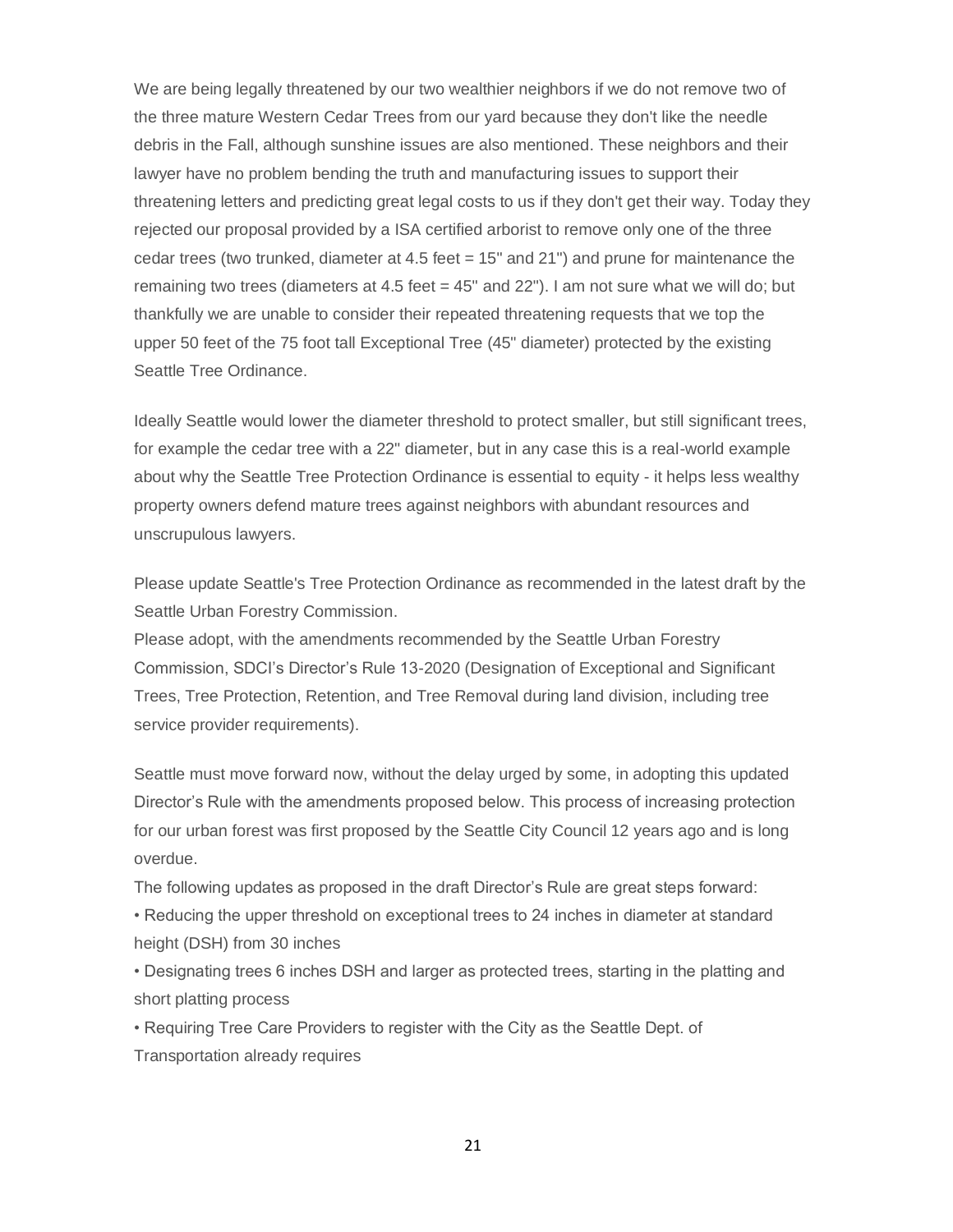We are being legally threatened by our two wealthier neighbors if we do not remove two of the three mature Western Cedar Trees from our yard because they don't like the needle debris in the Fall, although sunshine issues are also mentioned. These neighbors and their lawyer have no problem bending the truth and manufacturing issues to support their threatening letters and predicting great legal costs to us if they don't get their way. Today they rejected our proposal provided by a ISA certified arborist to remove only one of the three cedar trees (two trunked, diameter at 4.5 feet = 15" and 21") and prune for maintenance the remaining two trees (diameters at 4.5 feet = 45" and 22"). I am not sure what we will do; but thankfully we are unable to consider their repeated threatening requests that we top the upper 50 feet of the 75 foot tall Exceptional Tree (45" diameter) protected by the existing Seattle Tree Ordinance.

Ideally Seattle would lower the diameter threshold to protect smaller, but still significant trees, for example the cedar tree with a 22" diameter, but in any case this is a real-world example about why the Seattle Tree Protection Ordinance is essential to equity - it helps less wealthy property owners defend mature trees against neighbors with abundant resources and unscrupulous lawyers.

Please update Seattle's Tree Protection Ordinance as recommended in the latest draft by the Seattle Urban Forestry Commission.
Please adopt, with the amendments recommended by the Seattle Urban Forestry Commission, SDCI's Director's Rule 13-2020 (Designation of Exceptional and Significant Trees, Tree Protection, Retention, and Tree Removal during land division, including tree service provider requirements).

Seattle must move forward now, without the delay urged by some, in adopting this updated Director's Rule with the amendments proposed below. This process of increasing protection for our urban forest was first proposed by the Seattle City Council 12 years ago and is long overdue.
The following updates as proposed in the draft Director's Rule are great steps forward:

- Reducing the upper threshold on exceptional trees to 24 inches in diameter at standard height (DSH) from 30 inches
- Designating trees 6 inches DSH and larger as protected trees, starting in the platting and short platting process
- Requiring Tree Care Providers to register with the City as the Seattle Dept. of Transportation already requires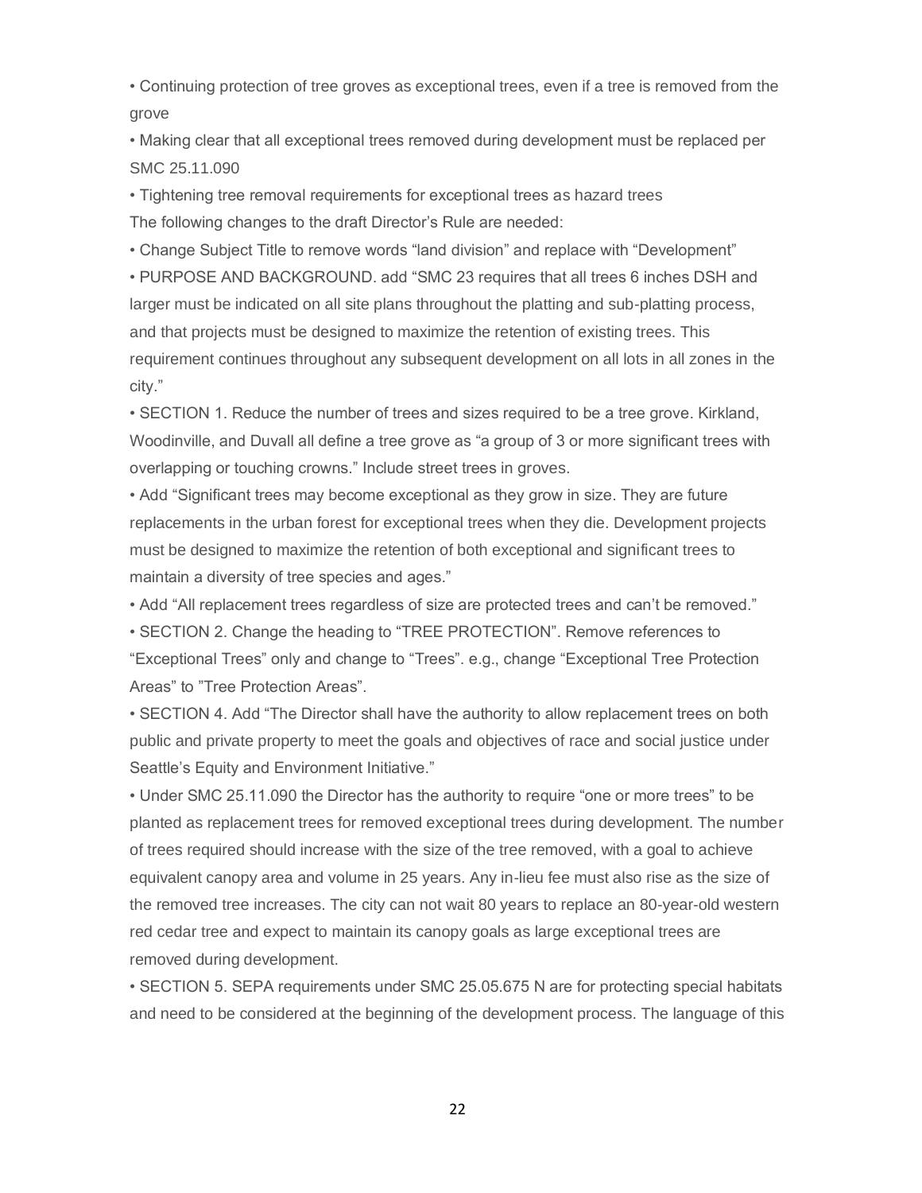- Continuing protection of tree groves as exceptional trees, even if a tree is removed from the grove
- Making clear that all exceptional trees removed during development must be replaced per SMC 25.11.090
- Tightening tree removal requirements for exceptional trees as hazard trees

The following changes to the draft Director's Rule are needed:

- Change Subject Title to remove words "land division" and replace with "Development"
- PURPOSE AND BACKGROUND. add "SMC 23 requires that all trees 6 inches DSH and larger must be indicated on all site plans throughout the platting and sub-platting process, and that projects must be designed to maximize the retention of existing trees. This requirement continues throughout any subsequent development on all lots in all zones in the city."
- SECTION 1. Reduce the number of trees and sizes required to be a tree grove. Kirkland, Woodinville, and Duvall all define a tree grove as "a group of 3 or more significant trees with overlapping or touching crowns." Include street trees in groves.
- Add "Significant trees may become exceptional as they grow in size. They are future replacements in the urban forest for exceptional trees when they die. Development projects must be designed to maximize the retention of both exceptional and significant trees to maintain a diversity of tree species and ages."
- Add "All replacement trees regardless of size are protected trees and can't be removed."
- SECTION 2. Change the heading to "TREE PROTECTION". Remove references to "Exceptional Trees" only and change to "Trees". e.g., change "Exceptional Tree Protection Areas" to "Tree Protection Areas".
- SECTION 4. Add "The Director shall have the authority to allow replacement trees on both public and private property to meet the goals and objectives of race and social justice under Seattle's Equity and Environment Initiative."
- Under SMC 25.11.090 the Director has the authority to require "one or more trees" to be planted as replacement trees for removed exceptional trees during development. The number of trees required should increase with the size of the tree removed, with a goal to achieve equivalent canopy area and volume in 25 years. Any in-lieu fee must also rise as the size of the removed tree increases. The city can not wait 80 years to replace an 80-year-old western red cedar tree and expect to maintain its canopy goals as large exceptional trees are removed during development.
- SECTION 5. SEPA requirements under SMC 25.05.675 N are for protecting special habitats and need to be considered at the beginning of the development process. The language of this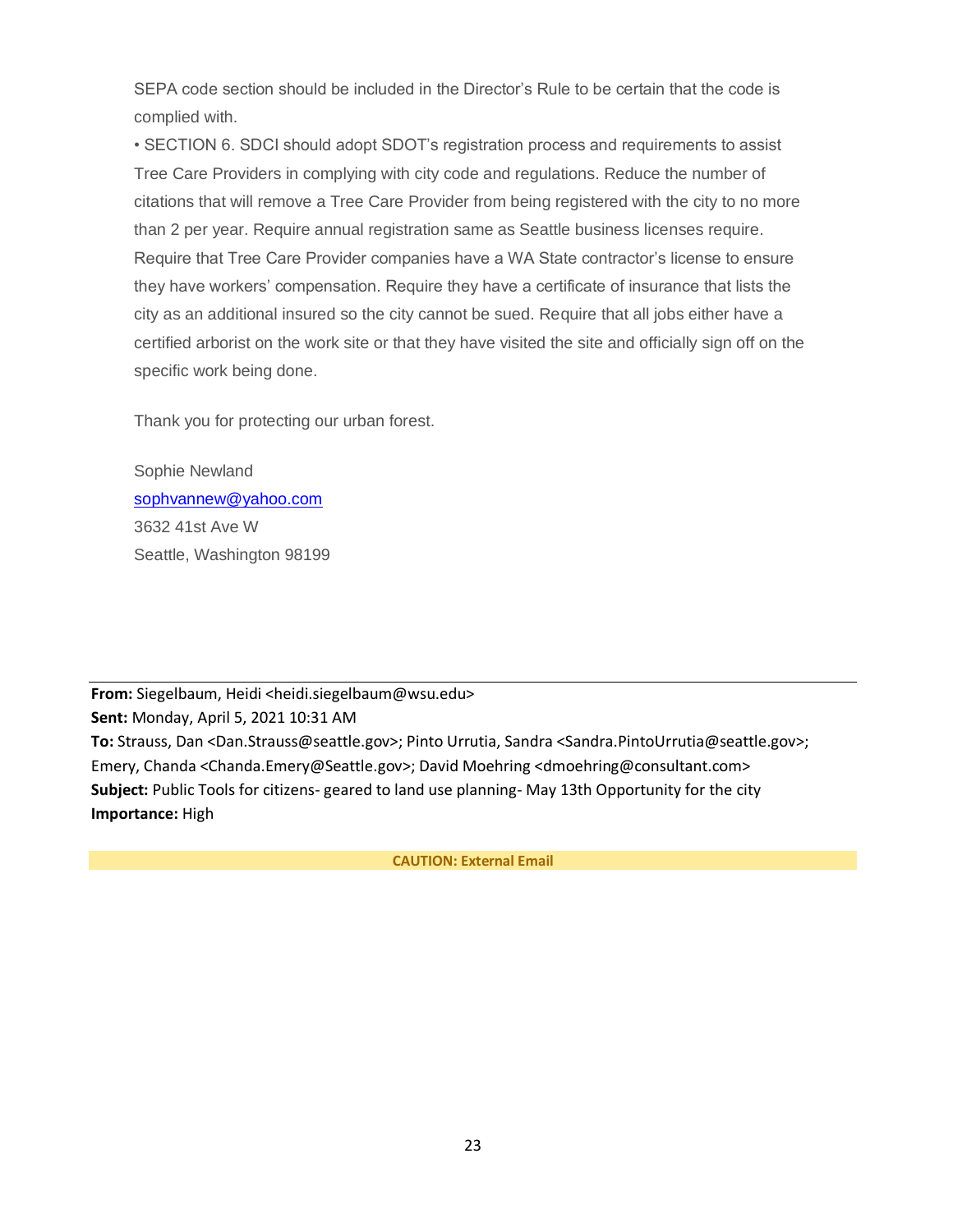SEPA code section should be included in the Director's Rule to be certain that the code is complied with.

• SECTION 6. SDCI should adopt SDOT's registration process and requirements to assist Tree Care Providers in complying with city code and regulations. Reduce the number of citations that will remove a Tree Care Provider from being registered with the city to no more than 2 per year. Require annual registration same as Seattle business licenses require. Require that Tree Care Provider companies have a WA State contractor's license to ensure they have workers' compensation. Require they have a certificate of insurance that lists the city as an additional insured so the city cannot be sued. Require that all jobs either have a certified arborist on the work site or that they have visited the site and officially sign off on the specific work being done.

Thank you for protecting our urban forest.

Sophie Newland
sophvannew@yahoo.com
3632 41st Ave W
Seattle, Washington 98199

---

**From:** Siegelbaum, Heidi <heidi.siegelbaum@wsu.edu>
**Sent:** Monday, April 5, 2021 10:31 AM
**To:** Strauss, Dan <Dan.Strauss@seattle.gov>; Pinto Urrutia, Sandra <Sandra.PintoUrrutia@seattle.gov>; Emery, Chanda <Chanda.Emery@Seattle.gov>; David Moehring <dmoehring@consultant.com>
**Subject:** Public Tools for citizens- geared to land use planning- May 13th Opportunity for the city
**Importance:** High

**CAUTION: External Email**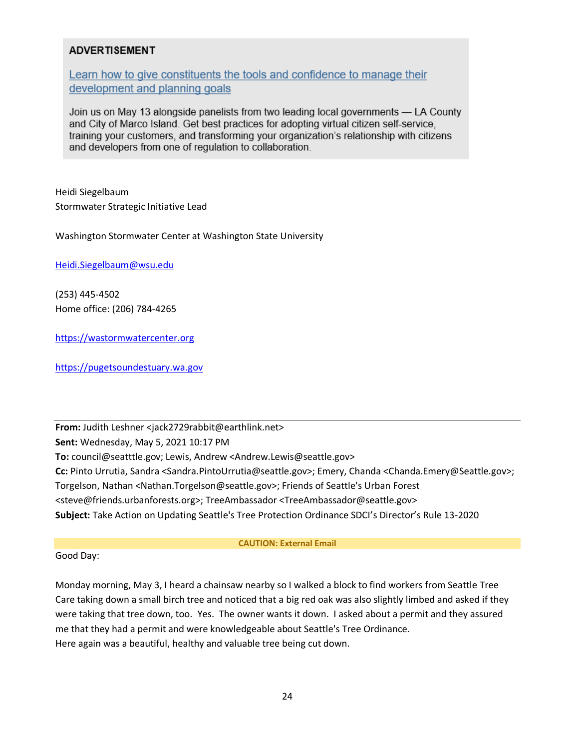**ADVERTISEMENT**

[Learn how to give constituents the tools and confidence to manage their development and planning goals](#)

Join us on May 13 alongside panelists from two leading local governments — LA County and City of Marco Island. Get best practices for adopting virtual citizen self-service, training your customers, and transforming your organization's relationship with citizens and developers from one of regulation to collaboration.

Heidi Siegelbaum
Stormwater Strategic Initiative Lead

Washington Stormwater Center at Washington State University

Heidi.Siegelbaum@wsu.edu

(253) 445-4502
Home office: (206) 784-4265

https://wastormwatercenter.org

https://pugetsoundestuary.wa.gov

---

**From:** Judith Leshner <jack2729rabbit@earthlink.net>
**Sent:** Wednesday, May 5, 2021 10:17 PM
**To:** council@seatttle.gov; Lewis, Andrew <Andrew.Lewis@seattle.gov>
**Cc:** Pinto Urrutia, Sandra <Sandra.PintoUrrutia@seattle.gov>; Emery, Chanda <Chanda.Emery@Seattle.gov>; Torgelson, Nathan <Nathan.Torgelson@seattle.gov>; Friends of Seattle's Urban Forest <steve@friends.urbanforests.org>; TreeAmbassador <TreeAmbassador@seattle.gov>
**Subject:** Take Action on Updating Seattle's Tree Protection Ordinance SDCI's Director's Rule 13-2020

**CAUTION: External Email**

Good Day:

Monday morning, May 3, I heard a chainsaw nearby so I walked a block to find workers from Seattle Tree Care taking down a small birch tree and noticed that a big red oak was also slightly limbed and asked if they were taking that tree down, too. Yes. The owner wants it down. I asked about a permit and they assured me that they had a permit and were knowledgeable about Seattle's Tree Ordinance.
Here again was a beautiful, healthy and valuable tree being cut down.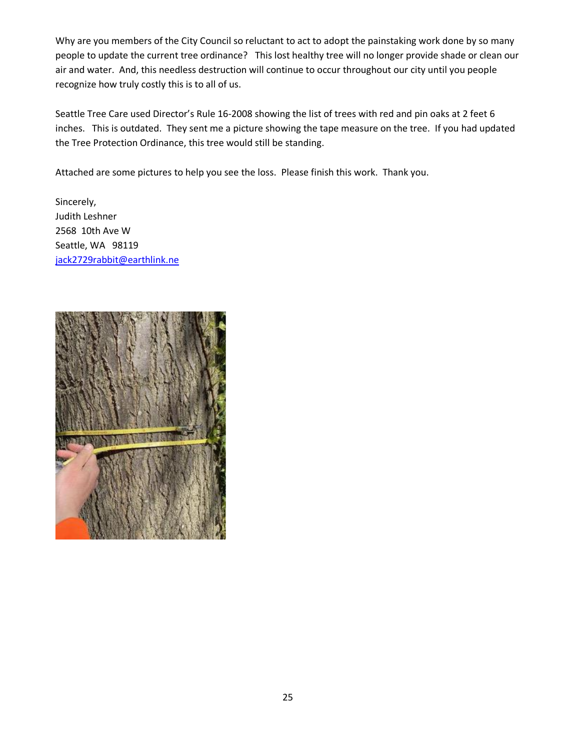Why are you members of the City Council so reluctant to act to adopt the painstaking work done by so many people to update the current tree ordinance? This lost healthy tree will no longer provide shade or clean our air and water. And, this needless destruction will continue to occur throughout our city until you people recognize how truly costly this is to all of us.

Seattle Tree Care used Director's Rule 16-2008 showing the list of trees with red and pin oaks at 2 feet 6 inches. This is outdated. They sent me a picture showing the tape measure on the tree. If you had updated the Tree Protection Ordinance, this tree would still be standing.

Attached are some pictures to help you see the loss. Please finish this work. Thank you.

Sincerely,
Judith Leshner
2568 10th Ave W
Seattle, WA 98119
jack2729rabbit@earthlink.ne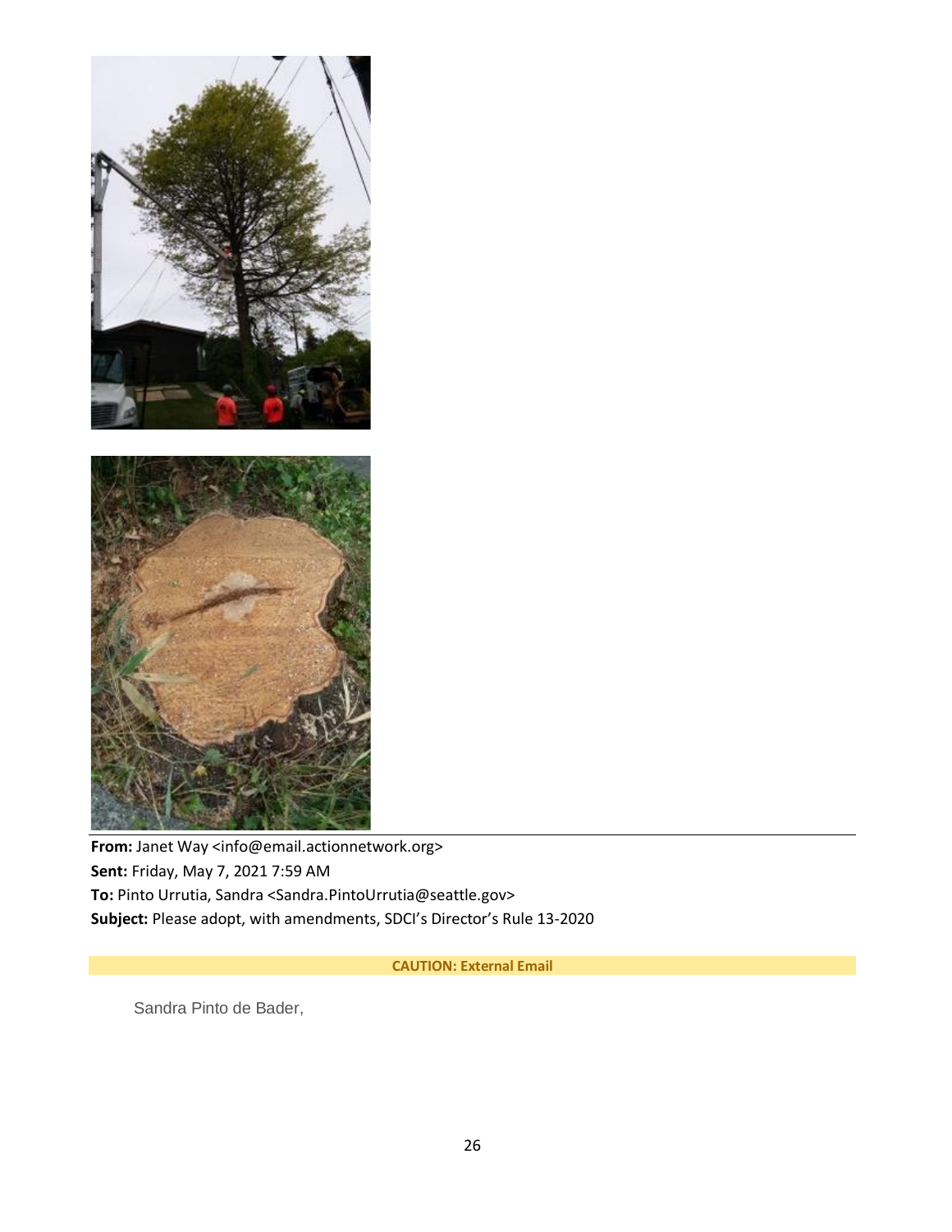**From:** Janet Way <info@email.actionnetwork.org>
**Sent:** Friday, May 7, 2021 7:59 AM
**To:** Pinto Urrutia, Sandra <Sandra.PintoUrrutia@seattle.gov>
**Subject:** Please adopt, with amendments, SDCI's Director's Rule 13-2020

**CAUTION: External Email**

Sandra Pinto de Bader,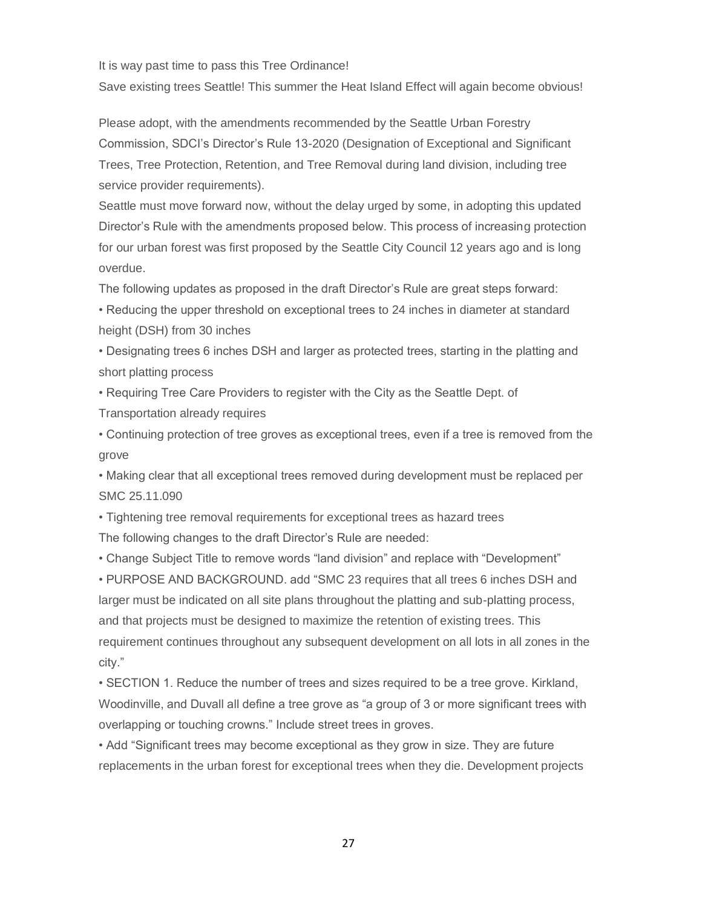It is way past time to pass this Tree Ordinance!

Save existing trees Seattle! This summer the Heat Island Effect will again become obvious!

Please adopt, with the amendments recommended by the Seattle Urban Forestry Commission, SDCI's Director's Rule 13-2020 (Designation of Exceptional and Significant Trees, Tree Protection, Retention, and Tree Removal during land division, including tree service provider requirements).

Seattle must move forward now, without the delay urged by some, in adopting this updated Director's Rule with the amendments proposed below. This process of increasing protection for our urban forest was first proposed by the Seattle City Council 12 years ago and is long overdue.

The following updates as proposed in the draft Director's Rule are great steps forward:

- Reducing the upper threshold on exceptional trees to 24 inches in diameter at standard height (DSH) from 30 inches
- Designating trees 6 inches DSH and larger as protected trees, starting in the platting and short platting process
- Requiring Tree Care Providers to register with the City as the Seattle Dept. of Transportation already requires
- Continuing protection of tree groves as exceptional trees, even if a tree is removed from the grove
- Making clear that all exceptional trees removed during development must be replaced per SMC 25.11.090
- Tightening tree removal requirements for exceptional trees as hazard trees

The following changes to the draft Director's Rule are needed:

- Change Subject Title to remove words "land division" and replace with "Development"
- PURPOSE AND BACKGROUND. add "SMC 23 requires that all trees 6 inches DSH and larger must be indicated on all site plans throughout the platting and sub-platting process, and that projects must be designed to maximize the retention of existing trees. This requirement continues throughout any subsequent development on all lots in all zones in the city."
- SECTION 1. Reduce the number of trees and sizes required to be a tree grove. Kirkland, Woodinville, and Duvall all define a tree grove as "a group of 3 or more significant trees with overlapping or touching crowns." Include street trees in groves.
- Add "Significant trees may become exceptional as they grow in size. They are future replacements in the urban forest for exceptional trees when they die. Development projects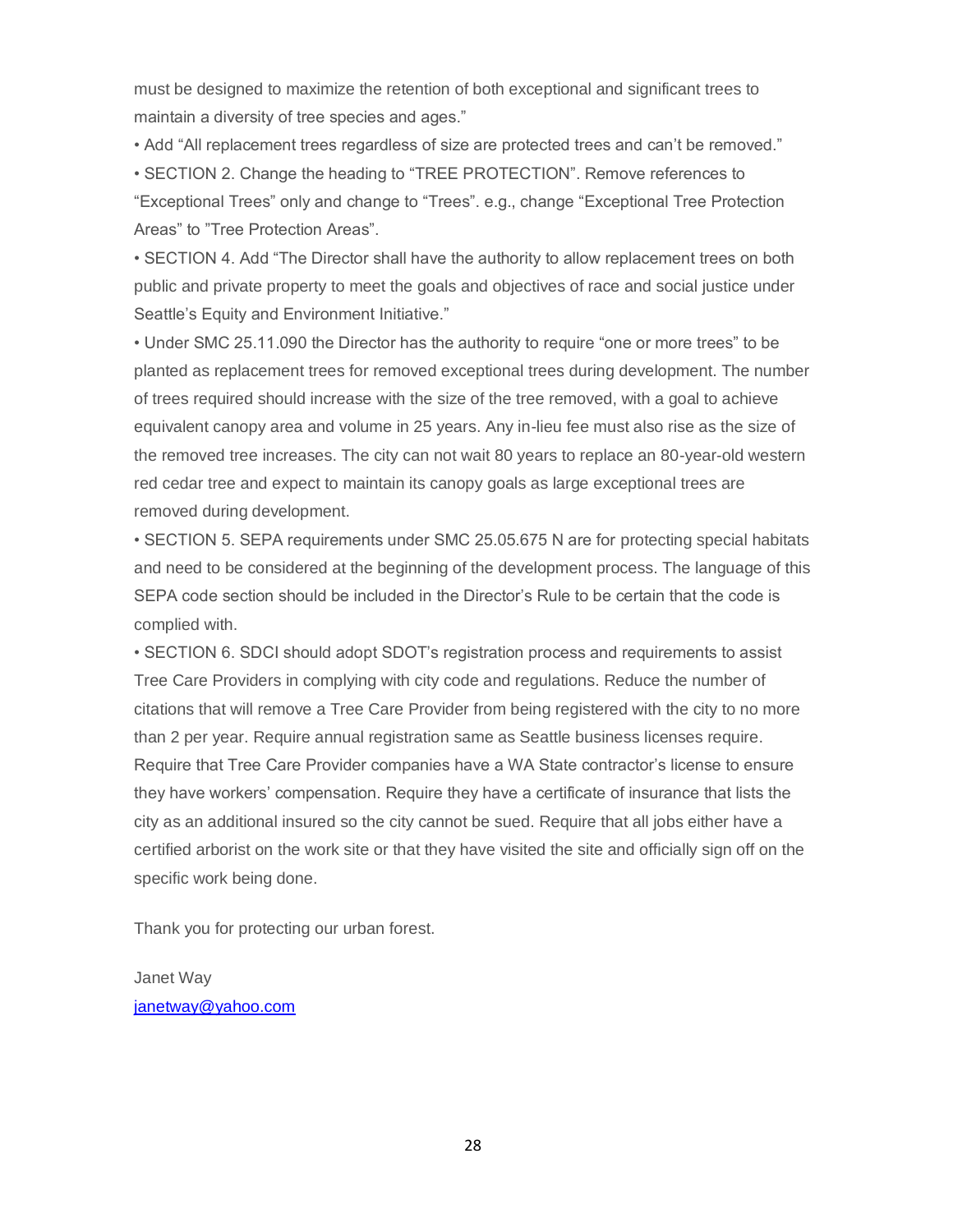must be designed to maximize the retention of both exceptional and significant trees to maintain a diversity of tree species and ages."

- Add "All replacement trees regardless of size are protected trees and can't be removed."
- SECTION 2. Change the heading to "TREE PROTECTION". Remove references to "Exceptional Trees" only and change to "Trees". e.g., change "Exceptional Tree Protection Areas" to "Tree Protection Areas".
- SECTION 4. Add "The Director shall have the authority to allow replacement trees on both public and private property to meet the goals and objectives of race and social justice under Seattle's Equity and Environment Initiative."
- Under SMC 25.11.090 the Director has the authority to require "one or more trees" to be planted as replacement trees for removed exceptional trees during development. The number of trees required should increase with the size of the tree removed, with a goal to achieve equivalent canopy area and volume in 25 years. Any in-lieu fee must also rise as the size of the removed tree increases. The city can not wait 80 years to replace an 80-year-old western red cedar tree and expect to maintain its canopy goals as large exceptional trees are removed during development.
- SECTION 5. SEPA requirements under SMC 25.05.675 N are for protecting special habitats and need to be considered at the beginning of the development process. The language of this SEPA code section should be included in the Director's Rule to be certain that the code is complied with.
- SECTION 6. SDCI should adopt SDOT's registration process and requirements to assist Tree Care Providers in complying with city code and regulations. Reduce the number of citations that will remove a Tree Care Provider from being registered with the city to no more than 2 per year. Require annual registration same as Seattle business licenses require. Require that Tree Care Provider companies have a WA State contractor's license to ensure they have workers' compensation. Require they have a certificate of insurance that lists the city as an additional insured so the city cannot be sued. Require that all jobs either have a certified arborist on the work site or that they have visited the site and officially sign off on the specific work being done.

Thank you for protecting our urban forest.

Janet Way
janetway@yahoo.com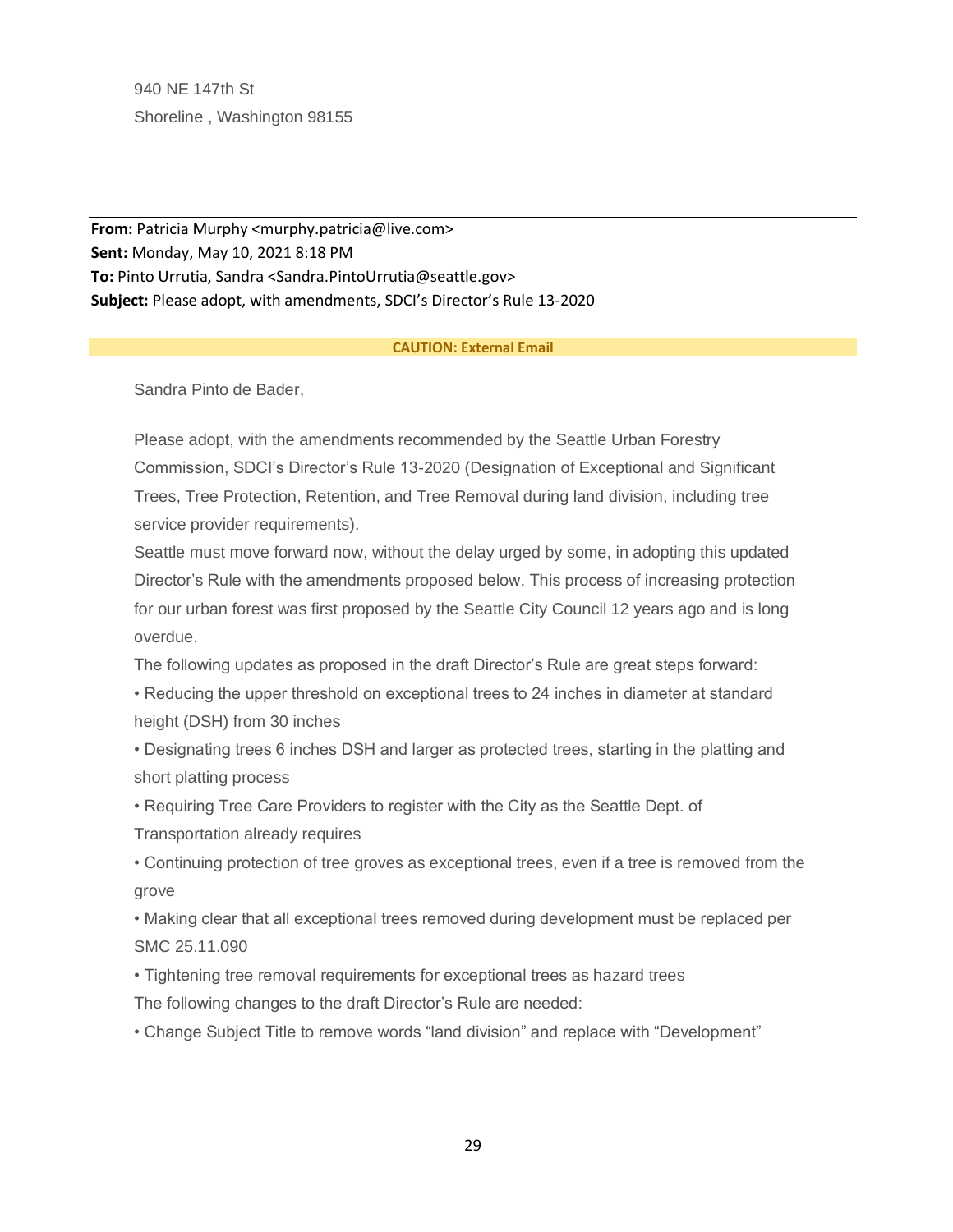940 NE 147th St
Shoreline , Washington 98155

---

**From:** Patricia Murphy <murphy.patricia@live.com>
**Sent:** Monday, May 10, 2021 8:18 PM
**To:** Pinto Urrutia, Sandra <Sandra.PintoUrrutia@seattle.gov>
**Subject:** Please adopt, with amendments, SDCI's Director's Rule 13-2020

**CAUTION: External Email**

Sandra Pinto de Bader,

Please adopt, with the amendments recommended by the Seattle Urban Forestry Commission, SDCI's Director's Rule 13-2020 (Designation of Exceptional and Significant Trees, Tree Protection, Retention, and Tree Removal during land division, including tree service provider requirements).

Seattle must move forward now, without the delay urged by some, in adopting this updated Director's Rule with the amendments proposed below. This process of increasing protection for our urban forest was first proposed by the Seattle City Council 12 years ago and is long overdue.

The following updates as proposed in the draft Director's Rule are great steps forward:

- Reducing the upper threshold on exceptional trees to 24 inches in diameter at standard height (DSH) from 30 inches
- Designating trees 6 inches DSH and larger as protected trees, starting in the platting and short platting process
- Requiring Tree Care Providers to register with the City as the Seattle Dept. of Transportation already requires
- Continuing protection of tree groves as exceptional trees, even if a tree is removed from the grove
- Making clear that all exceptional trees removed during development must be replaced per SMC 25.11.090
- Tightening tree removal requirements for exceptional trees as hazard trees

The following changes to the draft Director's Rule are needed:

- Change Subject Title to remove words "land division" and replace with "Development"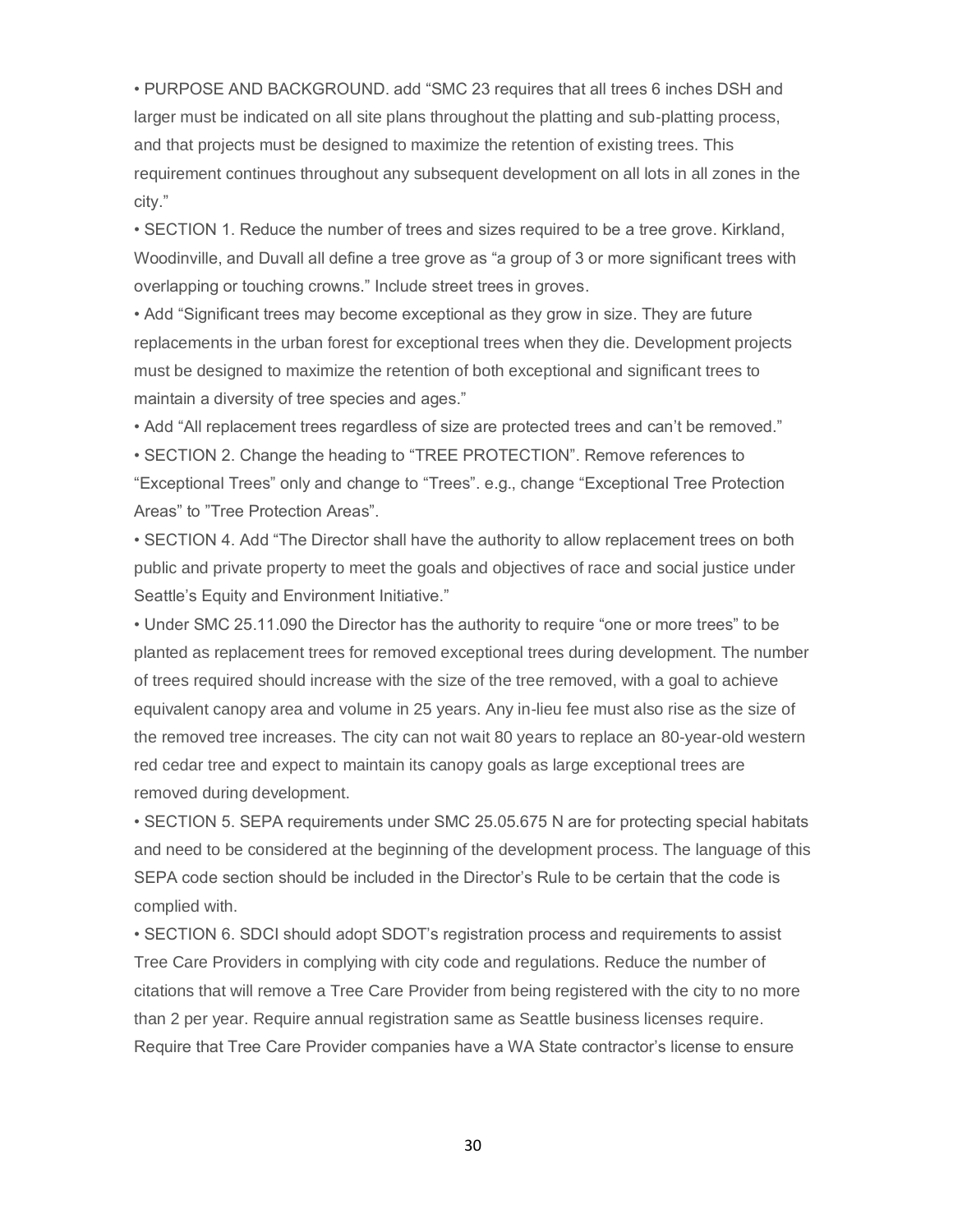- PURPOSE AND BACKGROUND. add “SMC 23 requires that all trees 6 inches DSH and larger must be indicated on all site plans throughout the platting and sub-platting process, and that projects must be designed to maximize the retention of existing trees. This requirement continues throughout any subsequent development on all lots in all zones in the city.”
- SECTION 1. Reduce the number of trees and sizes required to be a tree grove. Kirkland, Woodinville, and Duvall all define a tree grove as “a group of 3 or more significant trees with overlapping or touching crowns.” Include street trees in groves.
- Add “Significant trees may become exceptional as they grow in size. They are future replacements in the urban forest for exceptional trees when they die. Development projects must be designed to maximize the retention of both exceptional and significant trees to maintain a diversity of tree species and ages.”
- Add “All replacement trees regardless of size are protected trees and can’t be removed.”
- SECTION 2. Change the heading to “TREE PROTECTION”. Remove references to “Exceptional Trees” only and change to “Trees”. e.g., change “Exceptional Tree Protection Areas” to ”Tree Protection Areas”.
- SECTION 4. Add “The Director shall have the authority to allow replacement trees on both public and private property to meet the goals and objectives of race and social justice under Seattle’s Equity and Environment Initiative.”
- Under SMC 25.11.090 the Director has the authority to require “one or more trees” to be planted as replacement trees for removed exceptional trees during development. The number of trees required should increase with the size of the tree removed, with a goal to achieve equivalent canopy area and volume in 25 years. Any in-lieu fee must also rise as the size of the removed tree increases. The city can not wait 80 years to replace an 80-year-old western red cedar tree and expect to maintain its canopy goals as large exceptional trees are removed during development.
- SECTION 5. SEPA requirements under SMC 25.05.675 N are for protecting special habitats and need to be considered at the beginning of the development process. The language of this SEPA code section should be included in the Director’s Rule to be certain that the code is complied with.
- SECTION 6. SDCI should adopt SDOT’s registration process and requirements to assist Tree Care Providers in complying with city code and regulations. Reduce the number of citations that will remove a Tree Care Provider from being registered with the city to no more than 2 per year. Require annual registration same as Seattle business licenses require. Require that Tree Care Provider companies have a WA State contractor’s license to ensure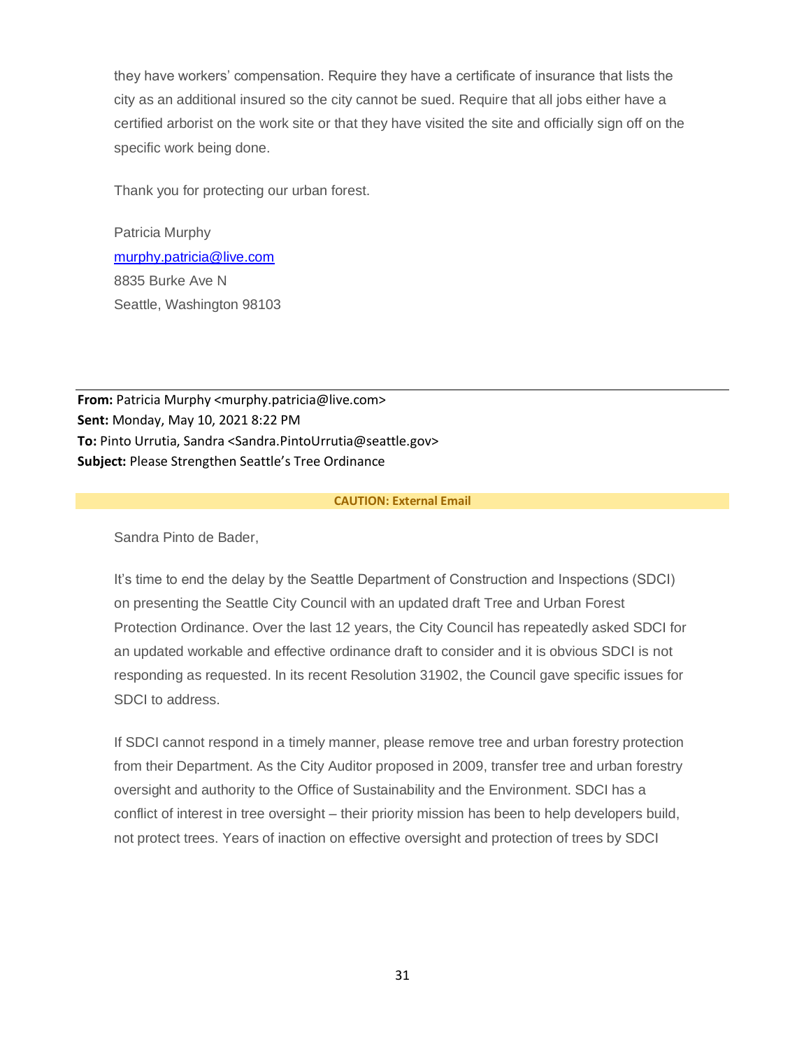they have workers' compensation. Require they have a certificate of insurance that lists the city as an additional insured so the city cannot be sued. Require that all jobs either have a certified arborist on the work site or that they have visited the site and officially sign off on the specific work being done.

Thank you for protecting our urban forest.

Patricia Murphy  
murphy.patricia@live.com  
8835 Burke Ave N  
Seattle, Washington 98103

---

**From:** Patricia Murphy <murphy.patricia@live.com>  
**Sent:** Monday, May 10, 2021 8:22 PM  
**To:** Pinto Urrutia, Sandra <Sandra.PintoUrrutia@seattle.gov>  
**Subject:** Please Strengthen Seattle's Tree Ordinance

**CAUTION: External Email**

Sandra Pinto de Bader,

It's time to end the delay by the Seattle Department of Construction and Inspections (SDCI) on presenting the Seattle City Council with an updated draft Tree and Urban Forest Protection Ordinance. Over the last 12 years, the City Council has repeatedly asked SDCI for an updated workable and effective ordinance draft to consider and it is obvious SDCI is not responding as requested. In its recent Resolution 31902, the Council gave specific issues for SDCI to address.

If SDCI cannot respond in a timely manner, please remove tree and urban forestry protection from their Department. As the City Auditor proposed in 2009, transfer tree and urban forestry oversight and authority to the Office of Sustainability and the Environment. SDCI has a conflict of interest in tree oversight – their priority mission has been to help developers build, not protect trees. Years of inaction on effective oversight and protection of trees by SDCI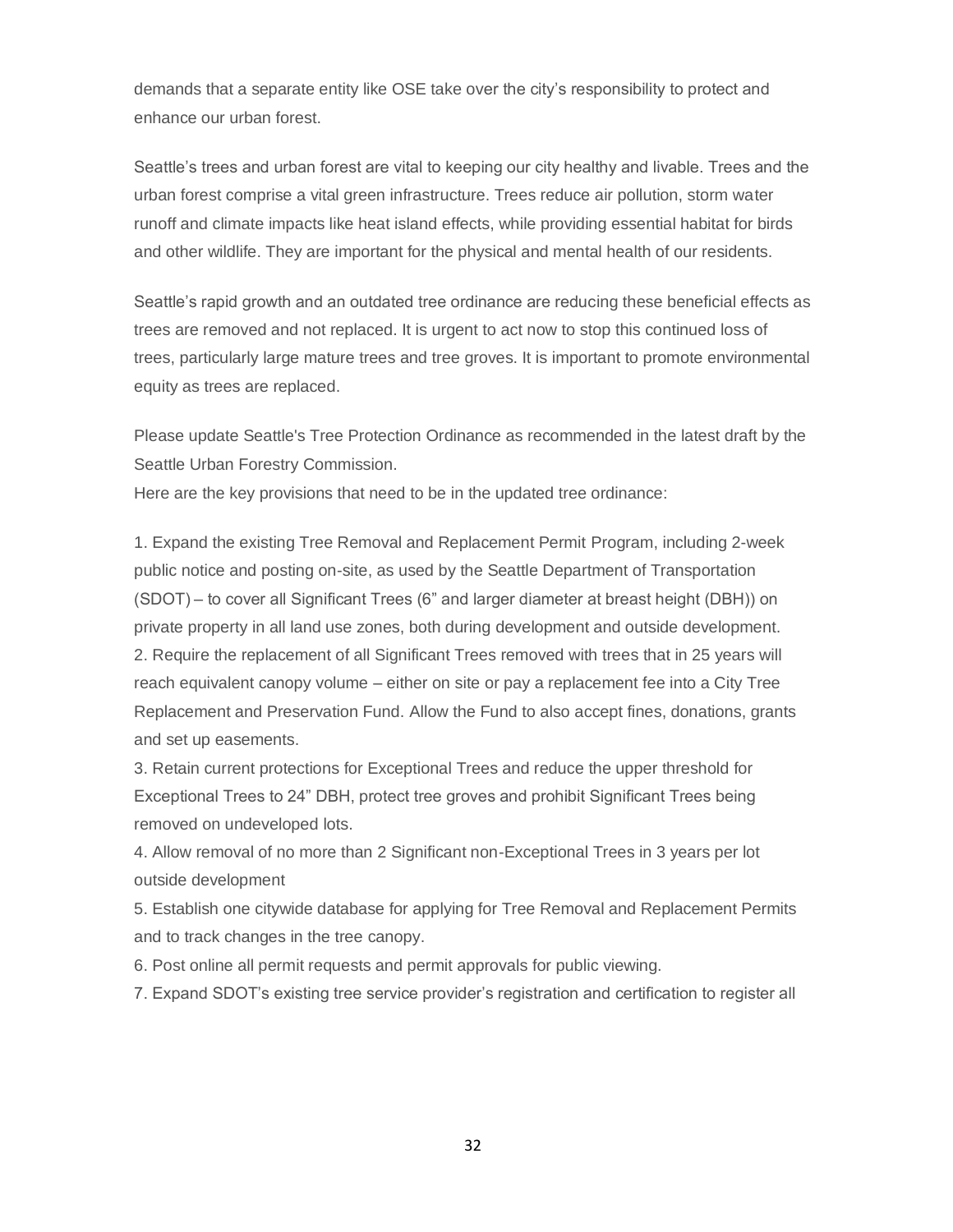demands that a separate entity like OSE take over the city's responsibility to protect and enhance our urban forest.

Seattle's trees and urban forest are vital to keeping our city healthy and livable. Trees and the urban forest comprise a vital green infrastructure. Trees reduce air pollution, storm water runoff and climate impacts like heat island effects, while providing essential habitat for birds and other wildlife. They are important for the physical and mental health of our residents.

Seattle's rapid growth and an outdated tree ordinance are reducing these beneficial effects as trees are removed and not replaced. It is urgent to act now to stop this continued loss of trees, particularly large mature trees and tree groves. It is important to promote environmental equity as trees are replaced.

Please update Seattle's Tree Protection Ordinance as recommended in the latest draft by the Seattle Urban Forestry Commission.
Here are the key provisions that need to be in the updated tree ordinance:

1. Expand the existing Tree Removal and Replacement Permit Program, including 2-week public notice and posting on-site, as used by the Seattle Department of Transportation (SDOT) – to cover all Significant Trees (6" and larger diameter at breast height (DBH)) on private property in all land use zones, both during development and outside development.
2. Require the replacement of all Significant Trees removed with trees that in 25 years will reach equivalent canopy volume – either on site or pay a replacement fee into a City Tree Replacement and Preservation Fund. Allow the Fund to also accept fines, donations, grants and set up easements.
3. Retain current protections for Exceptional Trees and reduce the upper threshold for Exceptional Trees to 24" DBH, protect tree groves and prohibit Significant Trees being removed on undeveloped lots.
4. Allow removal of no more than 2 Significant non-Exceptional Trees in 3 years per lot outside development
5. Establish one citywide database for applying for Tree Removal and Replacement Permits and to track changes in the tree canopy.
6. Post online all permit requests and permit approvals for public viewing.
7. Expand SDOT's existing tree service provider's registration and certification to register all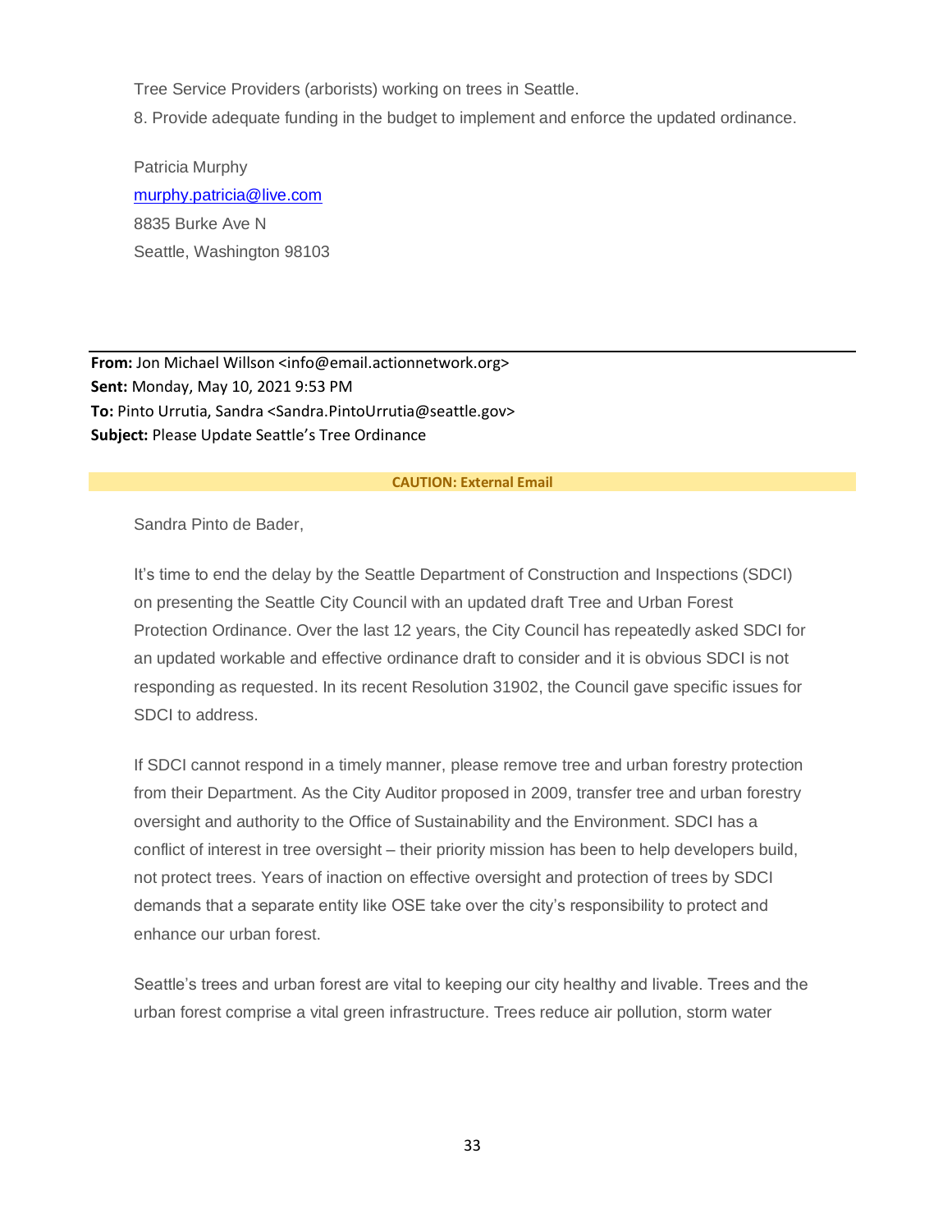Tree Service Providers (arborists) working on trees in Seattle.

8. Provide adequate funding in the budget to implement and enforce the updated ordinance.

Patricia Murphy
murphy.patricia@live.com
8835 Burke Ave N
Seattle, Washington 98103

---

**From:** Jon Michael Willson <info@email.actionnetwork.org>
**Sent:** Monday, May 10, 2021 9:53 PM
**To:** Pinto Urrutia, Sandra <Sandra.PintoUrrutia@seattle.gov>
**Subject:** Please Update Seattle's Tree Ordinance

**CAUTION: External Email**

Sandra Pinto de Bader,

It's time to end the delay by the Seattle Department of Construction and Inspections (SDCI) on presenting the Seattle City Council with an updated draft Tree and Urban Forest Protection Ordinance. Over the last 12 years, the City Council has repeatedly asked SDCI for an updated workable and effective ordinance draft to consider and it is obvious SDCI is not responding as requested. In its recent Resolution 31902, the Council gave specific issues for SDCI to address.

If SDCI cannot respond in a timely manner, please remove tree and urban forestry protection from their Department. As the City Auditor proposed in 2009, transfer tree and urban forestry oversight and authority to the Office of Sustainability and the Environment. SDCI has a conflict of interest in tree oversight – their priority mission has been to help developers build, not protect trees. Years of inaction on effective oversight and protection of trees by SDCI demands that a separate entity like OSE take over the city's responsibility to protect and enhance our urban forest.

Seattle's trees and urban forest are vital to keeping our city healthy and livable. Trees and the urban forest comprise a vital green infrastructure. Trees reduce air pollution, storm water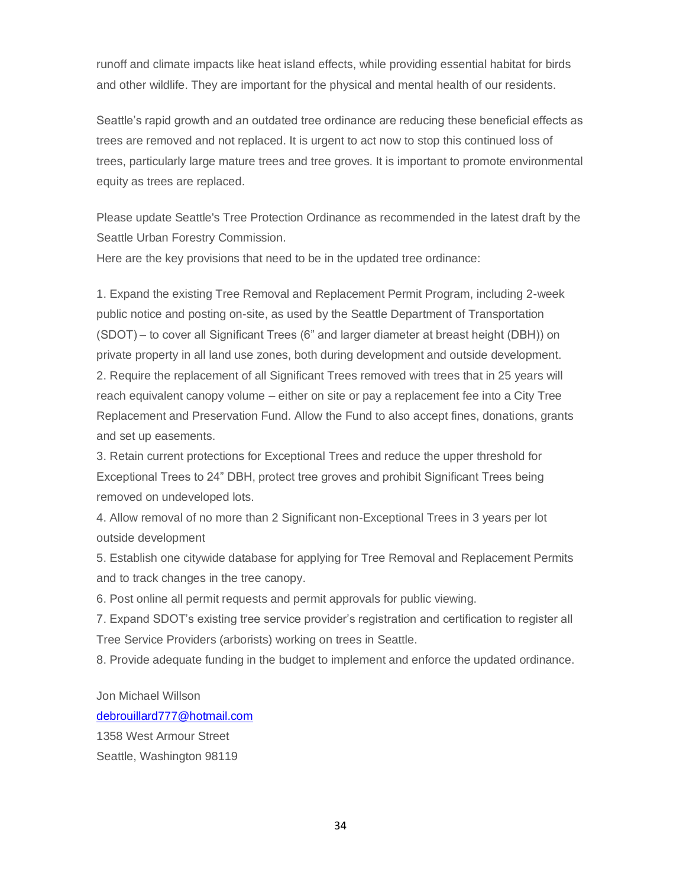runoff and climate impacts like heat island effects, while providing essential habitat for birds and other wildlife. They are important for the physical and mental health of our residents.

Seattle's rapid growth and an outdated tree ordinance are reducing these beneficial effects as trees are removed and not replaced. It is urgent to act now to stop this continued loss of trees, particularly large mature trees and tree groves. It is important to promote environmental equity as trees are replaced.

Please update Seattle's Tree Protection Ordinance as recommended in the latest draft by the Seattle Urban Forestry Commission.
Here are the key provisions that need to be in the updated tree ordinance:

1. Expand the existing Tree Removal and Replacement Permit Program, including 2-week public notice and posting on-site, as used by the Seattle Department of Transportation (SDOT) – to cover all Significant Trees (6" and larger diameter at breast height (DBH)) on private property in all land use zones, both during development and outside development.
2. Require the replacement of all Significant Trees removed with trees that in 25 years will reach equivalent canopy volume – either on site or pay a replacement fee into a City Tree Replacement and Preservation Fund. Allow the Fund to also accept fines, donations, grants and set up easements.
3. Retain current protections for Exceptional Trees and reduce the upper threshold for Exceptional Trees to 24" DBH, protect tree groves and prohibit Significant Trees being removed on undeveloped lots.
4. Allow removal of no more than 2 Significant non-Exceptional Trees in 3 years per lot outside development
5. Establish one citywide database for applying for Tree Removal and Replacement Permits and to track changes in the tree canopy.
6. Post online all permit requests and permit approvals for public viewing.
7. Expand SDOT's existing tree service provider's registration and certification to register all Tree Service Providers (arborists) working on trees in Seattle.
8. Provide adequate funding in the budget to implement and enforce the updated ordinance.

Jon Michael Willson
debrouillard777@hotmail.com
1358 West Armour Street
Seattle, Washington 98119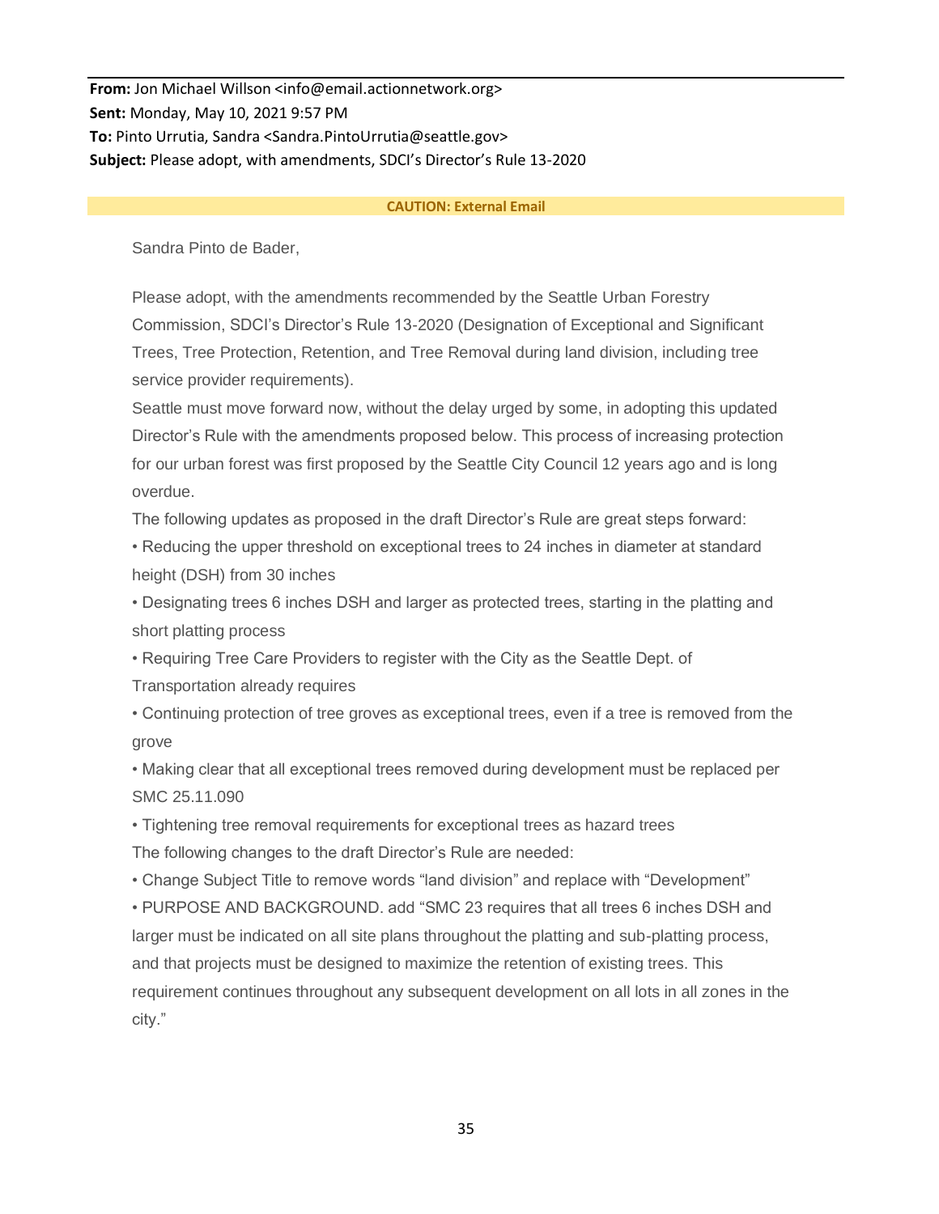**From:** Jon Michael Willson <info@email.actionnetwork.org>
**Sent:** Monday, May 10, 2021 9:57 PM
**To:** Pinto Urrutia, Sandra <Sandra.PintoUrrutia@seattle.gov>
**Subject:** Please adopt, with amendments, SDCI's Director's Rule 13-2020

**CAUTION: External Email**

Sandra Pinto de Bader,

Please adopt, with the amendments recommended by the Seattle Urban Forestry Commission, SDCI's Director's Rule 13-2020 (Designation of Exceptional and Significant Trees, Tree Protection, Retention, and Tree Removal during land division, including tree service provider requirements).

Seattle must move forward now, without the delay urged by some, in adopting this updated Director's Rule with the amendments proposed below. This process of increasing protection for our urban forest was first proposed by the Seattle City Council 12 years ago and is long overdue.

The following updates as proposed in the draft Director's Rule are great steps forward:

• Reducing the upper threshold on exceptional trees to 24 inches in diameter at standard height (DSH) from 30 inches

• Designating trees 6 inches DSH and larger as protected trees, starting in the platting and short platting process

• Requiring Tree Care Providers to register with the City as the Seattle Dept. of Transportation already requires

• Continuing protection of tree groves as exceptional trees, even if a tree is removed from the grove

• Making clear that all exceptional trees removed during development must be replaced per SMC 25.11.090

• Tightening tree removal requirements for exceptional trees as hazard trees

The following changes to the draft Director's Rule are needed:

• Change Subject Title to remove words "land division" and replace with "Development"

• PURPOSE AND BACKGROUND. add "SMC 23 requires that all trees 6 inches DSH and larger must be indicated on all site plans throughout the platting and sub-platting process, and that projects must be designed to maximize the retention of existing trees. This requirement continues throughout any subsequent development on all lots in all zones in the city."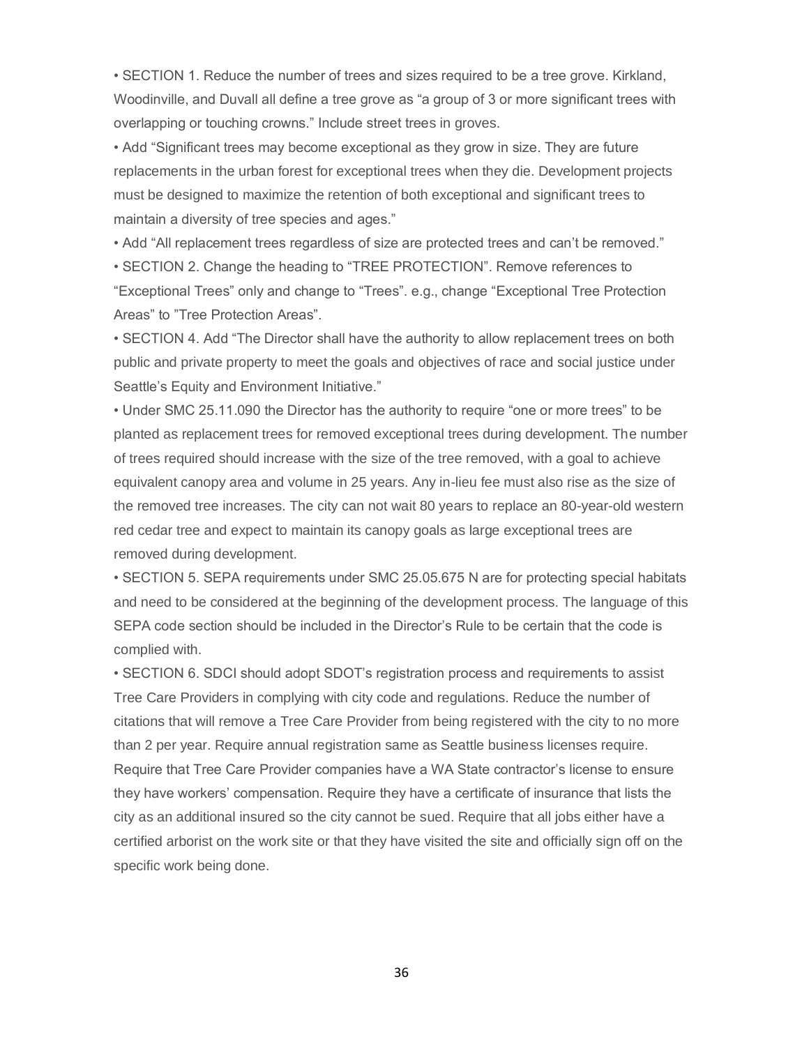- SECTION 1. Reduce the number of trees and sizes required to be a tree grove. Kirkland, Woodinville, and Duvall all define a tree grove as "a group of 3 or more significant trees with overlapping or touching crowns." Include street trees in groves.
- Add "Significant trees may become exceptional as they grow in size. They are future replacements in the urban forest for exceptional trees when they die. Development projects must be designed to maximize the retention of both exceptional and significant trees to maintain a diversity of tree species and ages."
- Add "All replacement trees regardless of size are protected trees and can't be removed."
- SECTION 2. Change the heading to "TREE PROTECTION". Remove references to "Exceptional Trees" only and change to "Trees". e.g., change "Exceptional Tree Protection Areas" to "Tree Protection Areas".
- SECTION 4. Add "The Director shall have the authority to allow replacement trees on both public and private property to meet the goals and objectives of race and social justice under Seattle's Equity and Environment Initiative."
- Under SMC 25.11.090 the Director has the authority to require "one or more trees" to be planted as replacement trees for removed exceptional trees during development. The number of trees required should increase with the size of the tree removed, with a goal to achieve equivalent canopy area and volume in 25 years. Any in-lieu fee must also rise as the size of the removed tree increases. The city can not wait 80 years to replace an 80-year-old western red cedar tree and expect to maintain its canopy goals as large exceptional trees are removed during development.
- SECTION 5. SEPA requirements under SMC 25.05.675 N are for protecting special habitats and need to be considered at the beginning of the development process. The language of this SEPA code section should be included in the Director's Rule to be certain that the code is complied with.
- SECTION 6. SDCI should adopt SDOT's registration process and requirements to assist Tree Care Providers in complying with city code and regulations. Reduce the number of citations that will remove a Tree Care Provider from being registered with the city to no more than 2 per year. Require annual registration same as Seattle business licenses require. Require that Tree Care Provider companies have a WA State contractor's license to ensure they have workers' compensation. Require they have a certificate of insurance that lists the city as an additional insured so the city cannot be sued. Require that all jobs either have a certified arborist on the work site or that they have visited the site and officially sign off on the specific work being done.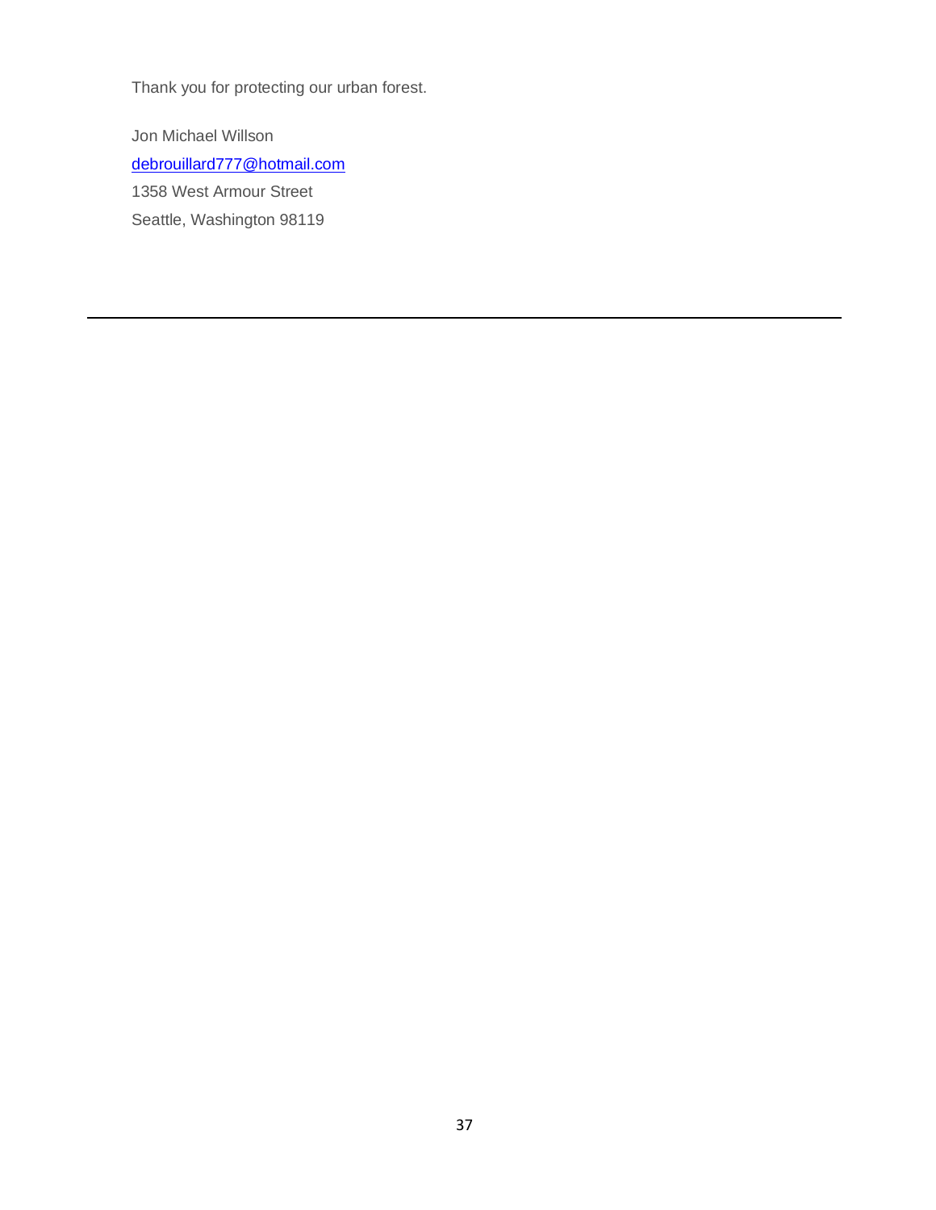Thank you for protecting our urban forest.

Jon Michael Willson

debrouillard777@hotmail.com

1358 West Armour Street

Seattle, Washington 98119

---